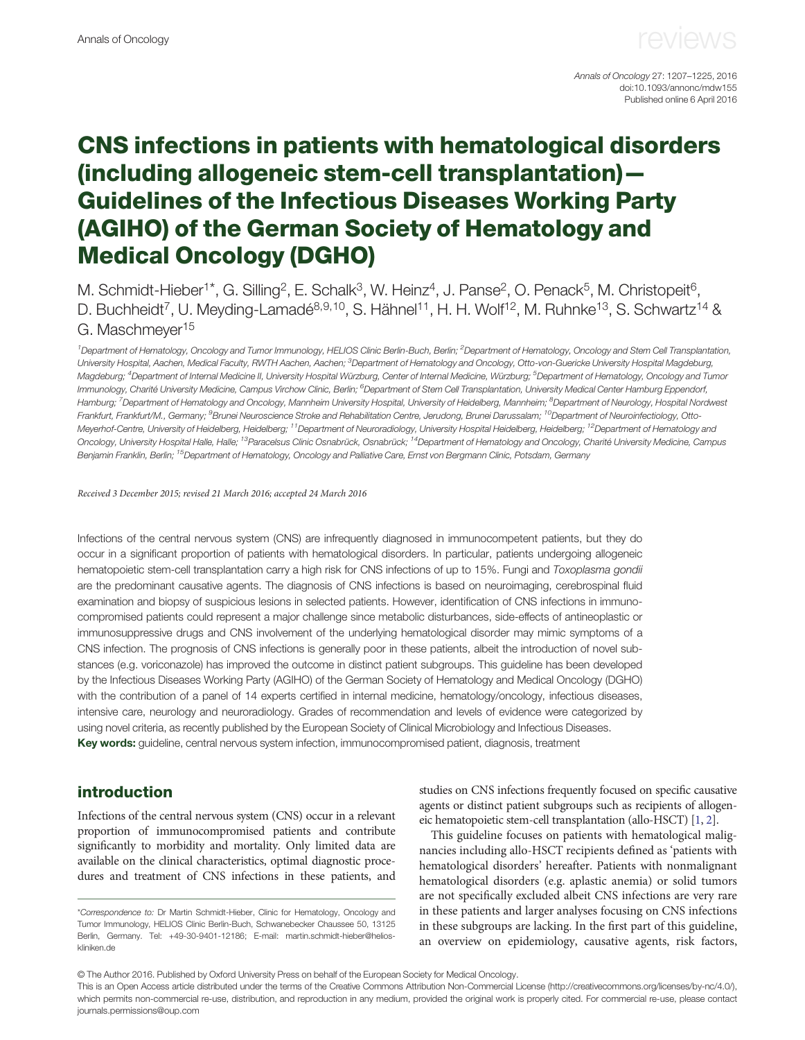# CNS infections in patients with hematological disorders (including allogeneic stem-cell transplantation)—Guidelines of the Infectious Diseases Working Party (AGIHO) of the German Society of Hematology and Medical Oncology (DGHO)

M. Schmidt-Hieber[1]*, G. Silling[2], E. Schalk[3], W. Heinz[4], J. Panse[2], O. Penack[5], M. Christopeit[6], D. Buchheidt[7], U. Meyding-Lamadé[8,9,10], S. Hähnel[11], H. H. Wolf[12], M. Ruhnke[13], S. Schwartz[14] & G. Maschmeyer[15]

[1]Department of Hematology, Oncology and Tumor Immunology, HELIOS Clinic Berlin-Buch, Berlin; [2]Department of Hematology, Oncology and Stem Cell Transplantation, University Hospital, Aachen, Medical Faculty, RWTH Aachen, Aachen; [3]Department of Hematology and Oncology, Otto-von-Guericke University Hospital Magdeburg, Magdeburg; [4]Department of Internal Medicine II, University Hospital Würzburg, Center of Internal Medicine, Würzburg; [5]Department of Hematology, Oncology and Tumor Immunology, Charité University Medicine, Campus Virchow Clinic, Berlin; [6]Department of Stem Cell Transplantation, University Medical Center Hamburg Eppendorf, Hamburg; [7]Department of Hematology and Oncology, Mannheim University Hospital, University of Heidelberg, Mannheim; [8]Department of Neurology, Hospital Nordwest Frankfurt, Frankfurt/M., Germany; [9]Brunei Neuroscience Stroke and Rehabilitation Centre, Jerudong, Brunei Darussalam; [10]Department of Neuroinfectiology, Otto-Meyerhof-Centre, University of Heidelberg, Heidelberg; [11]Department of Neuroradiology, University Hospital Heidelberg, Heidelberg; [12]Department of Hematology and Oncology, University Hospital Halle, Halle; [13]Paracelsus Clinic Osnabrück, Osnabrück; [14]Department of Hematology and Oncology, Charité University Medicine, Campus Benjamin Franklin, Berlin; [15]Department of Hematology, Oncology and Palliative Care, Ernst von Bergmann Clinic, Potsdam, Germany

*Received 3 December 2015; revised 21 March 2016; accepted 24 March 2016*

Infections of the central nervous system (CNS) are infrequently diagnosed in immunocompetent patients, but they do occur in a significant proportion of patients with hematological disorders. In particular, patients undergoing allogeneic hematopoietic stem-cell transplantation carry a high risk for CNS infections of up to 15%. Fungi and *Toxoplasma gondii* are the predominant causative agents. The diagnosis of CNS infections is based on neuroimaging, cerebrospinal fluid examination and biopsy of suspicious lesions in selected patients. However, identification of CNS infections in immunocompromised patients could represent a major challenge since metabolic disturbances, side-effects of antineoplastic or immunosuppressive drugs and CNS involvement of the underlying hematological disorder may mimic symptoms of a CNS infection. The prognosis of CNS infections is generally poor in these patients, albeit the introduction of novel substances (e.g. voriconazole) has improved the outcome in distinct patient subgroups. This guideline has been developed by the Infectious Diseases Working Party (AGIHO) of the German Society of Hematology and Medical Oncology (DGHO) with the contribution of a panel of 14 experts certified in internal medicine, hematology/oncology, infectious diseases, intensive care, neurology and neuroradiology. Grades of recommendation and levels of evidence were categorized by using novel criteria, as recently published by the European Society of Clinical Microbiology and Infectious Diseases.

**Key words:** guideline, central nervous system infection, immunocompromised patient, diagnosis, treatment

## introduction

Infections of the central nervous system (CNS) occur in a relevant proportion of immunocompromised patients and contribute significantly to morbidity and mortality. Only limited data are available on the clinical characteristics, optimal diagnostic procedures and treatment of CNS infections in these patients, and studies on CNS infections frequently focused on specific causative agents or distinct patient subgroups such as recipients of allogeneic hematopoietic stem-cell transplantation (allo-HSCT) [1, 2].

This guideline focuses on patients with hematological malignancies including allo-HSCT recipients defined as 'patients with hematological disorders' hereafter. Patients with nonmalignant hematological disorders (e.g. aplastic anemia) or solid tumors are not specifically excluded albeit CNS infections are very rare in these patients and larger analyses focusing on CNS infections in these subgroups are lacking. In the first part of this guideline, an overview on epidemiology, causative agents, risk factors,

*Correspondence to: Dr Martin Schmidt-Hieber, Clinic for Hematology, Oncology and Tumor Immunology, HELIOS Clinic Berlin-Buch, Schwanebecker Chaussee 50, 13125 Berlin, Germany. Tel: +49-30-9401-12186; E-mail: martin.schmidt-hieber@helios-kliniken.de

© The Author 2016. Published by Oxford University Press on behalf of the European Society for Medical Oncology.
This is an Open Access article distributed under the terms of the Creative Commons Attribution Non-Commercial License (http://creativecommons.org/licenses/by-nc/4.0/), which permits non-commercial re-use, distribution, and reproduction in any medium, provided the original work is properly cited. For commercial re-use, please contact journals.permissions@oup.com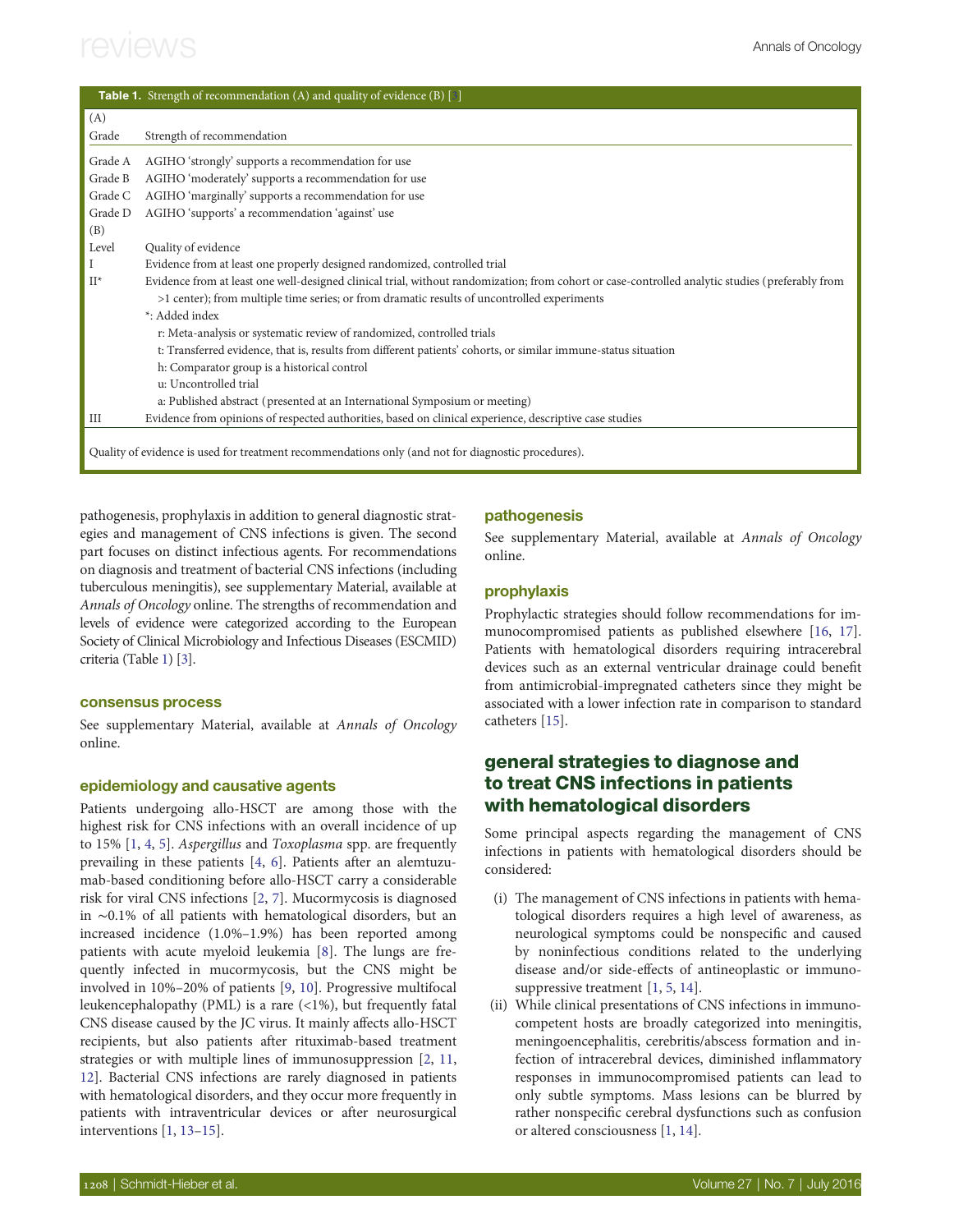**Table 1.** Strength of recommendation (A) and quality of evidence (B) [3]

| (A) | |
|---|---|
| Grade | Strength of recommendation |
| Grade A | AGIHO 'strongly' supports a recommendation for use |
| Grade B | AGIHO 'moderately' supports a recommendation for use |
| Grade C | AGIHO 'marginally' supports a recommendation for use |
| Grade D | AGIHO 'supports' a recommendation 'against' use |
| (B) | |
| Level | Quality of evidence |
| I | Evidence from at least one properly designed randomized, controlled trial |
| II* | Evidence from at least one well-designed clinical trial, without randomization; from cohort or case-controlled analytic studies (preferably from >1 center); from multiple time series; or from dramatic results of uncontrolled experiments |
| | *: Added index |
| | r: Meta-analysis or systematic review of randomized, controlled trials |
| | t: Transferred evidence, that is, results from different patients' cohorts, or similar immune-status situation |
| | h: Comparator group is a historical control |
| | u: Uncontrolled trial |
| | a: Published abstract (presented at an International Symposium or meeting) |
| III | Evidence from opinions of respected authorities, based on clinical experience, descriptive case studies |

Quality of evidence is used for treatment recommendations only (and not for diagnostic procedures).

pathogenesis, prophylaxis in addition to general diagnostic strategies and management of CNS infections is given. The second part focuses on distinct infectious agents. For recommendations on diagnosis and treatment of bacterial CNS infections (including tuberculous meningitis), see supplementary Material, available at *Annals of Oncology* online. The strengths of recommendation and levels of evidence were categorized according to the European Society of Clinical Microbiology and Infectious Diseases (ESCMID) criteria (Table 1) [3].

### consensus process

See supplementary Material, available at *Annals of Oncology* online.

### epidemiology and causative agents

Patients undergoing allo-HSCT are among those with the highest risk for CNS infections with an overall incidence of up to 15% [1, 4, 5]. *Aspergillus* and *Toxoplasma* spp. are frequently prevailing in these patients [4, 6]. Patients after an alemtuzumab-based conditioning before allo-HSCT carry a considerable risk for viral CNS infections [2, 7]. Mucormycosis is diagnosed in ∼0.1% of all patients with hematological disorders, but an increased incidence (1.0%–1.9%) has been reported among patients with acute myeloid leukemia [8]. The lungs are frequently infected in mucormycosis, but the CNS might be involved in 10%–20% of patients [9, 10]. Progressive multifocal leukencephalopathy (PML) is a rare (<1%), but frequently fatal CNS disease caused by the JC virus. It mainly affects allo-HSCT recipients, but also patients after rituximab-based treatment strategies or with multiple lines of immunosuppression [2, 11, 12]. Bacterial CNS infections are rarely diagnosed in patients with hematological disorders, and they occur more frequently in patients with intraventricular devices or after neurosurgical interventions [1, 13–15].

### pathogenesis

See supplementary Material, available at *Annals of Oncology* online.

### prophylaxis

Prophylactic strategies should follow recommendations for immunocompromised patients as published elsewhere [16, 17]. Patients with hematological disorders requiring intracerebral devices such as an external ventricular drainage could benefit from antimicrobial-impregnated catheters since they might be associated with a lower infection rate in comparison to standard catheters [15].

## general strategies to diagnose and to treat CNS infections in patients with hematological disorders

Some principal aspects regarding the management of CNS infections in patients with hematological disorders should be considered:

(i) The management of CNS infections in patients with hematological disorders requires a high level of awareness, as neurological symptoms could be nonspecific and caused by noninfectious conditions related to the underlying disease and/or side-effects of antineoplastic or immunosuppressive treatment [1, 5, 14].

(ii) While clinical presentations of CNS infections in immunocompetent hosts are broadly categorized into meningitis, meningoencephalitis, cerebritis/abscess formation and infection of intracerebral devices, diminished inflammatory responses in immunocompromised patients can lead to only subtle symptoms. Mass lesions can be blurred by rather nonspecific cerebral dysfunctions such as confusion or altered consciousness [1, 14].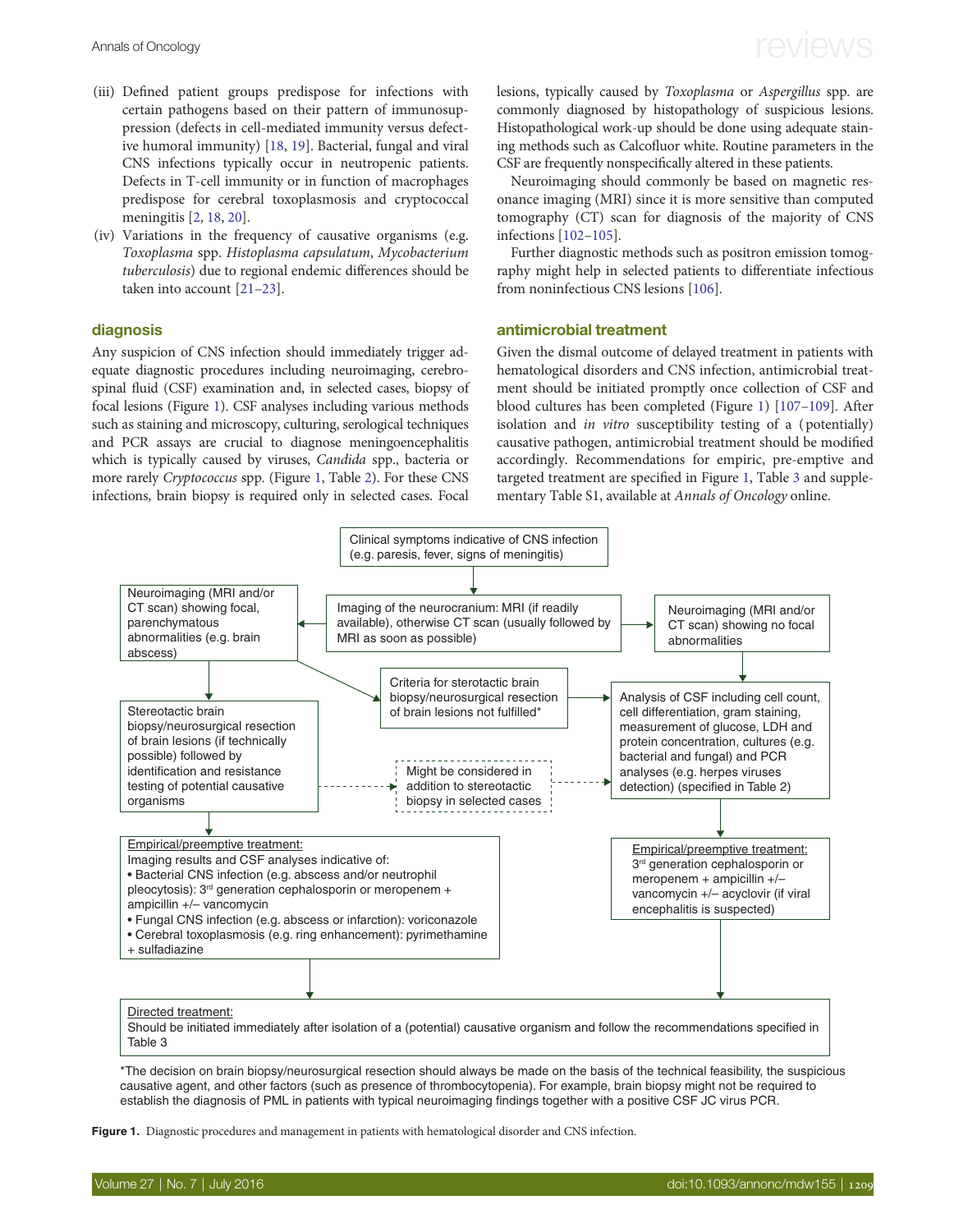(iii) Defined patient groups predispose for infections with certain pathogens based on their pattern of immunosuppression (defects in cell-mediated immunity versus defective humoral immunity) [18, 19]. Bacterial, fungal and viral CNS infections typically occur in neutropenic patients. Defects in T-cell immunity or in function of macrophages predispose for cerebral toxoplasmosis and cryptococcal meningitis [2, 18, 20].

(iv) Variations in the frequency of causative organisms (e.g. *Toxoplasma* spp. *Histoplasma capsulatum*, *Mycobacterium tuberculosis*) due to regional endemic differences should be taken into account [21–23].

## diagnosis

Any suspicion of CNS infection should immediately trigger adequate diagnostic procedures including neuroimaging, cerebrospinal fluid (CSF) examination and, in selected cases, biopsy of focal lesions (Figure 1). CSF analyses including various methods such as staining and microscopy, culturing, serological techniques and PCR assays are crucial to diagnose meningoencephalitis which is typically caused by viruses, *Candida* spp., bacteria or more rarely *Cryptococcus* spp. (Figure 1, Table 2). For these CNS infections, brain biopsy is required only in selected cases. Focal lesions, typically caused by *Toxoplasma* or *Aspergillus* spp. are commonly diagnosed by histopathology of suspicious lesions. Histopathological work-up should be done using adequate staining methods such as Calcofluor white. Routine parameters in the CSF are frequently nonspecifically altered in these patients.

Neuroimaging should commonly be based on magnetic resonance imaging (MRI) since it is more sensitive than computed tomography (CT) scan for diagnosis of the majority of CNS infections [102–105].

Further diagnostic methods such as positron emission tomography might help in selected patients to differentiate infectious from noninfectious CNS lesions [106].

## antimicrobial treatment

Given the dismal outcome of delayed treatment in patients with hematological disorders and CNS infection, antimicrobial treatment should be initiated promptly once collection of CSF and blood cultures has been completed (Figure 1) [107–109]. After isolation and *in vitro* susceptibility testing of a (potentially) causative pathogen, antimicrobial treatment should be modified accordingly. Recommendations for empiric, pre-emptive and targeted treatment are specified in Figure 1, Table 3 and supplementary Table S1, available at *Annals of Oncology* online.

Clinical symptoms indicative of CNS infection (e.g. paresis, fever, signs of meningitis)

→ Imaging of the neurocranium: MRI (if readily available), otherwise CT scan (usually followed by MRI as soon as possible)

- Neuroimaging (MRI and/or CT scan) showing focal, parenchymatous abnormalities (e.g. brain abscess)
  - → Stereotactic brain biopsy/neurosurgical resection of brain lesions (if technically possible) followed by identification and resistance testing of potential causative organisms
    - ⇢ Might be considered in addition to stereotactic biopsy in selected cases ⇢ Analysis of CSF
    - → Empirical/preemptive treatment: Imaging results and CSF analyses indicative of:
      - Bacterial CNS infection (e.g. abscess and/or neutrophil pleocytosis): 3rd generation cephalosporin or meropenem + ampicillin +/– vancomycin
      - Fungal CNS infection (e.g. abscess or infarction): voriconazole
      - Cerebral toxoplasmosis (e.g. ring enhancement): pyrimethamine + sulfadiazine
  - → Criteria for sterotactic brain biopsy/neurosurgical resection of brain lesions not fulfilled* → Analysis of CSF
- Neuroimaging (MRI and/or CT scan) showing no focal abnormalities
  - → Analysis of CSF including cell count, cell differentiation, gram staining, measurement of glucose, LDH and protein concentration, cultures (e.g. bacterial and fungal) and PCR analyses (e.g. herpes viruses detection) (specified in Table 2)
    - → Empirical/preemptive treatment: 3rd generation cephalosporin or meropenem + ampicillin +/– vancomycin +/– acyclovir (if viral encephalitis is suspected)

→ Directed treatment: Should be initiated immediately after isolation of a (potential) causative organism and follow the recommendations specified in Table 3

*The decision on brain biopsy/neurosurgical resection should always be made on the basis of the technical feasibility, the suspicious causative agent, and other factors (such as presence of thrombocytopenia). For example, brain biopsy might not be required to establish the diagnosis of PML in patients with typical neuroimaging findings together with a positive CSF JC virus PCR.

**Figure 1.** Diagnostic procedures and management in patients with hematological disorder and CNS infection.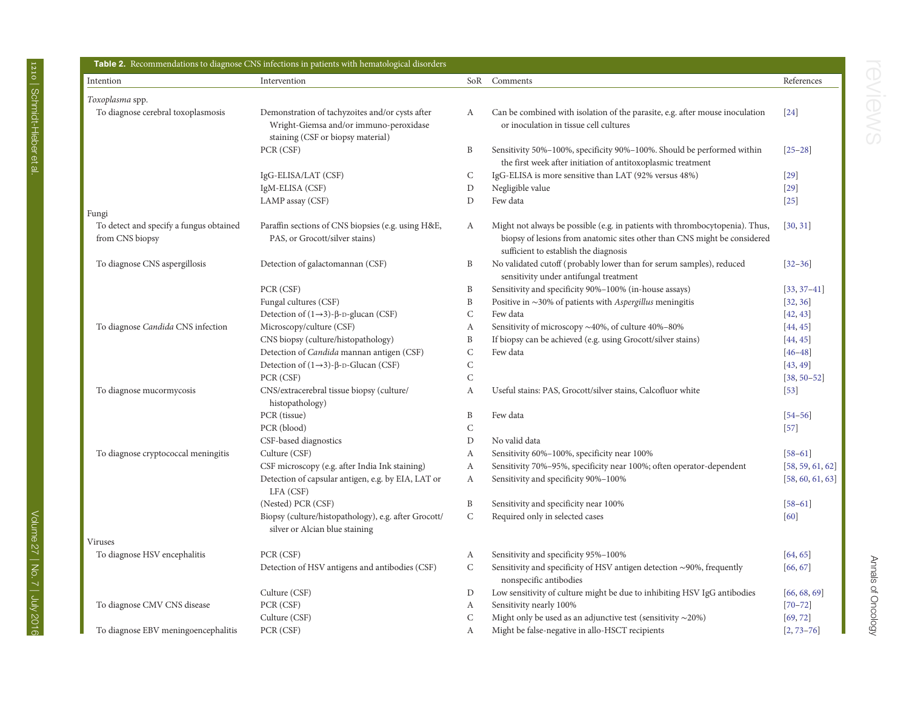**Table 2.** Recommendations to diagnose CNS infections in patients with hematological disorders

| Intention | Intervention | SoR | Comments | References |
|---|---|---|---|---|
| *Toxoplasma* spp. | | | | |
| To diagnose cerebral toxoplasmosis | Demonstration of tachyzoites and/or cysts after Wright-Giemsa and/or immuno-peroxidase staining (CSF or biopsy material) | A | Can be combined with isolation of the parasite, e.g. after mouse inoculation or inoculation in tissue cell cultures | [24] |
| | PCR (CSF) | B | Sensitivity 50%–100%, specificity 90%–100%. Should be performed within the first week after initiation of antitoxoplasmic treatment | [25–28] |
| | IgG-ELISA/LAT (CSF) | C | IgG-ELISA is more sensitive than LAT (92% versus 48%) | [29] |
| | IgM-ELISA (CSF) | D | Negligible value | [29] |
| | LAMP assay (CSF) | D | Few data | [25] |
| Fungi | | | | |
| To detect and specify a fungus obtained from CNS biopsy | Paraffin sections of CNS biopsies (e.g. using H&E, PAS, or Grocott/silver stains) | A | Might not always be possible (e.g. in patients with thrombocytopenia). Thus, biopsy of lesions from anatomic sites other than CNS might be considered sufficient to establish the diagnosis | [30, 31] |
| To diagnose CNS aspergillosis | Detection of galactomannan (CSF) | B | No validated cutoff (probably lower than for serum samples), reduced sensitivity under antifungal treatment | [32–36] |
| | PCR (CSF) | B | Sensitivity and specificity 90%–100% (in-house assays) | [33, 37–41] |
| | Fungal cultures (CSF) | B | Positive in ~30% of patients with *Aspergillus* meningitis | [32, 36] |
| | Detection of (1→3)-β-D-glucan (CSF) | C | Few data | [42, 43] |
| To diagnose *Candida* CNS infection | Microscopy/culture (CSF) | A | Sensitivity of microscopy ~40%, of culture 40%–80% | [44, 45] |
| | CNS biopsy (culture/histopathology) | B | If biopsy can be achieved (e.g. using Grocott/silver stains) | [44, 45] |
| | Detection of *Candida* mannan antigen (CSF) | C | Few data | [46–48] |
| | Detection of (1→3)-β-D-Glucan (CSF) | C | | [43, 49] |
| | PCR (CSF) | C | | [38, 50–52] |
| To diagnose mucormycosis | CNS/extracerebral tissue biopsy (culture/histopathology) | A | Useful stains: PAS, Grocott/silver stains, Calcofluor white | [53] |
| | PCR (tissue) | B | Few data | [54–56] |
| | PCR (blood) | C | | [57] |
| | CSF-based diagnostics | D | No valid data | |
| To diagnose cryptococcal meningitis | Culture (CSF) | A | Sensitivity 60%–100%, specificity near 100% | [58–61] |
| | CSF microscopy (e.g. after India Ink staining) | A | Sensitivity 70%–95%, specificity near 100%; often operator-dependent | [58, 59, 61, 62] |
| | Detection of capsular antigen, e.g. by EIA, LAT or LFA (CSF) | A | Sensitivity and specificity 90%–100% | [58, 60, 61, 63] |
| | (Nested) PCR (CSF) | B | Sensitivity and specificity near 100% | [58–61] |
| | Biopsy (culture/histopathology), e.g. after Grocott/silver or Alcian blue staining | C | Required only in selected cases | [60] |
| Viruses | | | | |
| To diagnose HSV encephalitis | PCR (CSF) | A | Sensitivity and specificity 95%–100% | [64, 65] |
| | Detection of HSV antigens and antibodies (CSF) | C | Sensitivity and specificity of HSV antigen detection ~90%, frequently nonspecific antibodies | [66, 67] |
| | Culture (CSF) | D | Low sensitivity of culture might be due to inhibiting HSV IgG antibodies | [66, 68, 69] |
| To diagnose CMV CNS disease | PCR (CSF) | A | Sensitivity nearly 100% | [70–72] |
| | Culture (CSF) | C | Might only be used as an adjunctive test (sensitivity ~20%) | [69, 72] |
| To diagnose EBV meningoencephalitis | PCR (CSF) | A | Might be false-negative in allo-HSCT recipients | [2, 73–76] |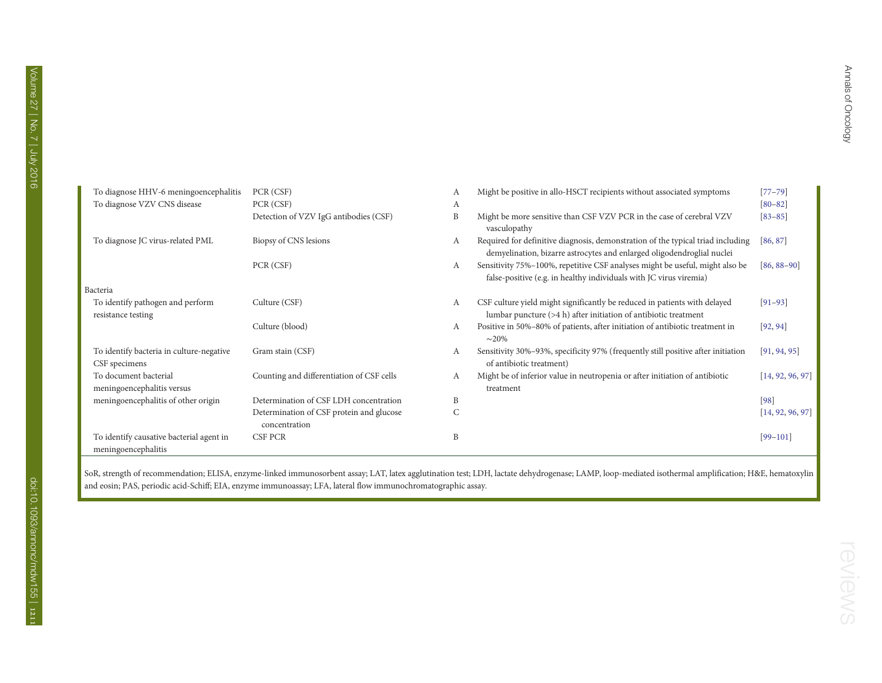| | | | | |
|---|---|---|---|---|
| To diagnose HHV-6 meningoencephalitis | PCR (CSF) | A | Might be positive in allo-HSCT recipients without associated symptoms | [77–79] |
| To diagnose VZV CNS disease | PCR (CSF) | A | | [80–82] |
| | Detection of VZV IgG antibodies (CSF) | B | Might be more sensitive than CSF VZV PCR in the case of cerebral VZV vasculopathy | [83–85] |
| To diagnose JC virus-related PML | Biopsy of CNS lesions | A | Required for definitive diagnosis, demonstration of the typical triad including demyelination, bizarre astrocytes and enlarged oligodendroglial nuclei | [86, 87] |
| | PCR (CSF) | A | Sensitivity 75%–100%, repetitive CSF analyses might be useful, might also be false-positive (e.g. in healthy individuals with JC virus viremia) | [86, 88–90] |
| Bacteria | | | | |
| To identify pathogen and perform resistance testing | Culture (CSF) | A | CSF culture yield might significantly be reduced in patients with delayed lumbar puncture (>4 h) after initiation of antibiotic treatment | [91–93] |
| | Culture (blood) | A | Positive in 50%–80% of patients, after initiation of antibiotic treatment in ∼20% | [92, 94] |
| To identify bacteria in culture-negative CSF specimens | Gram stain (CSF) | A | Sensitivity 30%–93%, specificity 97% (frequently still positive after initiation of antibiotic treatment) | [91, 94, 95] |
| To document bacterial meningoencephalitis versus meningoencephalitis of other origin | Counting and differentiation of CSF cells | A | Might be of inferior value in neutropenia or after initiation of antibiotic treatment | [14, 92, 96, 97] |
| | Determination of CSF LDH concentration | B | | [98] |
| | Determination of CSF protein and glucose concentration | C | | [14, 92, 96, 97] |
| To identify causative bacterial agent in meningoencephalitis | CSF PCR | B | | [99–101] |

SoR, strength of recommendation; ELISA, enzyme-linked immunosorbent assay; LAT, latex agglutination test; LDH, lactate dehydrogenase; LAMP, loop-mediated isothermal amplification; H&E, hematoxylin and eosin; PAS, periodic acid-Schiff; EIA, enzyme immunoassay; LFA, lateral flow immunochromatographic assay.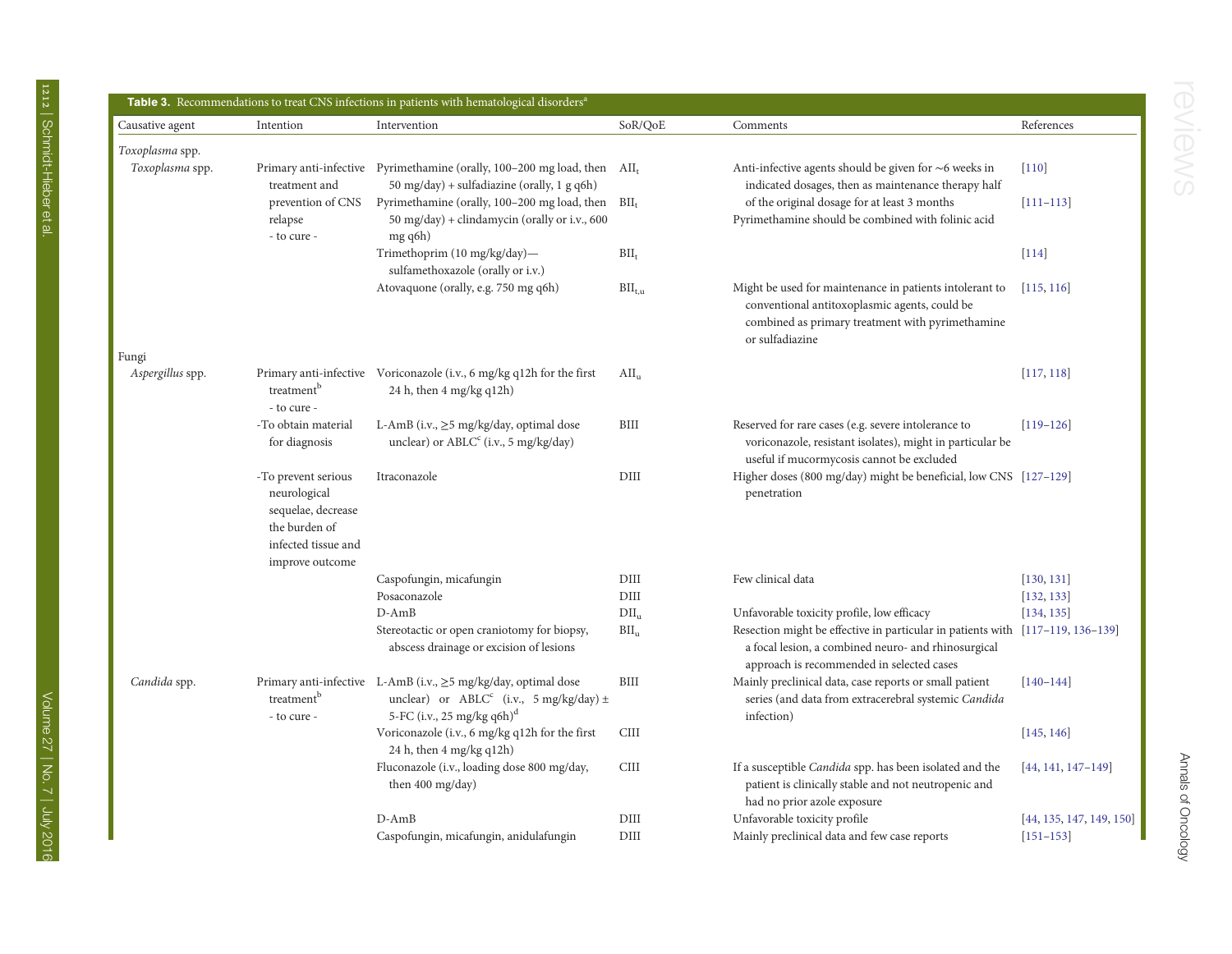**Table 3.** Recommendations to treat CNS infections in patients with hematological disorders[a]

| Causative agent | Intention | Intervention | SoR/QoE | Comments | References |
|---|---|---|---|---|---|
| *Toxoplasma* spp. | | | | | |
| *Toxoplasma* spp. | Primary anti-infective treatment and prevention of CNS relapse - to cure - | Pyrimethamine (orally, 100–200 mg load, then 50 mg/day) + sulfadiazine (orally, 1 g q6h) | $AII_t$ | Anti-infective agents should be given for ∼6 weeks in indicated dosages, then as maintenance therapy half of the original dosage for at least 3 months | [110] |
| | | Pyrimethamine (orally, 100–200 mg load, then 50 mg/day) + clindamycin (orally or i.v., 600 mg q6h) | $BII_t$ | Pyrimethamine should be combined with folinic acid | [111–113] |
| | | Trimethoprim (10 mg/kg/day)—sulfamethoxazole (orally or i.v.) | $BII_t$ | | [114] |
| | | Atovaquone (orally, e.g. 750 mg q6h) | $BII_{t,u}$ | Might be used for maintenance in patients intolerant to conventional antitoxoplasmic agents, could be combined as primary treatment with pyrimethamine or sulfadiazine | [115, 116] |
| Fungi | | | | | |
| *Aspergillus* spp. | Primary anti-infective treatment[b] - to cure - | Voriconazole (i.v., 6 mg/kg q12h for the first 24 h, then 4 mg/kg q12h) | $AII_u$ | | [117, 118] |
| | -To obtain material for diagnosis | L-AmB (i.v., ≥5 mg/kg/day, optimal dose unclear) or ABLC[c] (i.v., 5 mg/kg/day) | BIII | Reserved for rare cases (e.g. severe intolerance to voriconazole, resistant isolates), might in particular be useful if mucormycosis cannot be excluded | [119–126] |
| | -To prevent serious neurological sequelae, decrease the burden of infected tissue and improve outcome | Itraconazole | DIII | Higher doses (800 mg/day) might be beneficial, low CNS penetration | [127–129] |
| | | Caspofungin, micafungin | DIII | Few clinical data | [130, 131] |
| | | Posaconazole | DIII | | [132, 133] |
| | | D-AmB | $DII_u$ | Unfavorable toxicity profile, low efficacy | [134, 135] |
| | | Stereotactic or open craniotomy for biopsy, abscess drainage or excision of lesions | $BII_u$ | Resection might be effective in particular in patients with a focal lesion, a combined neuro- and rhinosurgical approach is recommended in selected cases | [117–119, 136–139] |
| *Candida* spp. | Primary anti-infective treatment[b] - to cure - | L-AmB (i.v., ≥5 mg/kg/day, optimal dose unclear) or ABLC[c] (i.v., 5 mg/kg/day) ± 5-FC (i.v., 25 mg/kg q6h)[d] | BIII | Mainly preclinical data, case reports or small patient series (and data from extracerebral systemic *Candida* infection) | [140–144] |
| | | Voriconazole (i.v., 6 mg/kg q12h for the first 24 h, then 4 mg/kg q12h) | CIII | | [145, 146] |
| | | Fluconazole (i.v., loading dose 800 mg/day, then 400 mg/day) | CIII | If a susceptible *Candida* spp. has been isolated and the patient is clinically stable and not neutropenic and had no prior azole exposure | [44, 141, 147–149] |
| | | D-AmB | DIII | Unfavorable toxicity profile | [44, 135, 147, 149, 150] |
| | | Caspofungin, micafungin, anidulafungin | DIII | Mainly preclinical data and few case reports | [151–153] |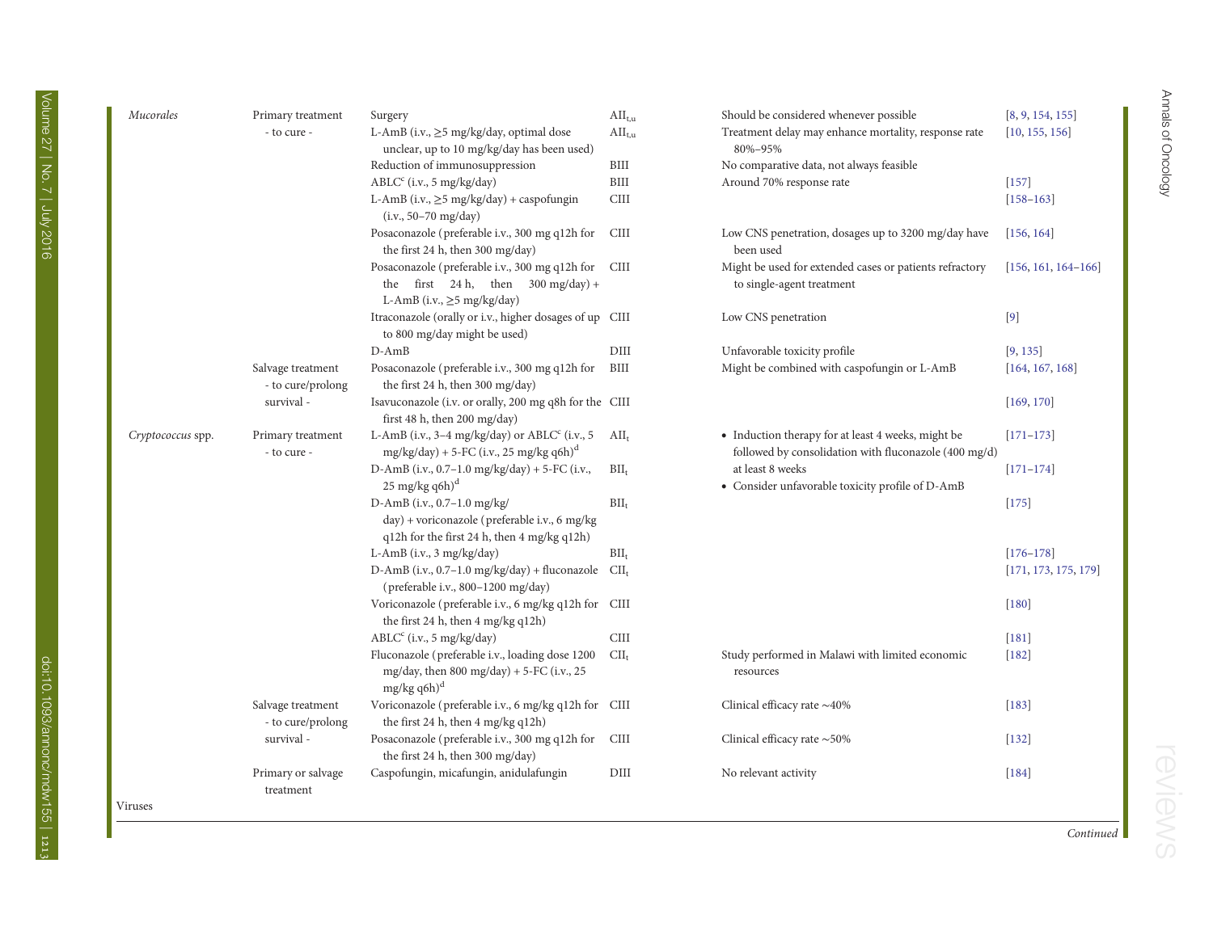| | | | | | |
|---|---|---|---|---|---|
| *Mucorales* | Primary treatment - to cure - | Surgery | $AII_{t,u}$ | Should be considered whenever possible | [8, 9, 154, 155] |
| | | L-AmB (i.v., ≥5 mg/kg/day, optimal dose unclear, up to 10 mg/kg/day has been used) | $AII_{t,u}$ | Treatment delay may enhance mortality, response rate 80%–95% | [10, 155, 156] |
| | | Reduction of immunosuppression | BIII | No comparative data, not always feasible | |
| | | ABLC[c] (i.v., 5 mg/kg/day) | BIII | Around 70% response rate | [157] |
| | | L-AmB (i.v., ≥5 mg/kg/day) + caspofungin (i.v., 50–70 mg/day) | CIII | | [158–163] |
| | | Posaconazole (preferable i.v., 300 mg q12h for the first 24 h, then 300 mg/day) | CIII | Low CNS penetration, dosages up to 3200 mg/day have been used | [156, 164] |
| | | Posaconazole (preferable i.v., 300 mg q12h for the first 24 h, then 300 mg/day) + L-AmB (i.v., ≥5 mg/kg/day) | CIII | Might be used for extended cases or patients refractory to single-agent treatment | [156, 161, 164–166] |
| | | Itraconazole (orally or i.v., higher dosages of up to 800 mg/day might be used) | CIII | Low CNS penetration | [9] |
| | | D-AmB | DIII | Unfavorable toxicity profile | [9, 135] |
| | Salvage treatment - to cure/prolong survival - | Posaconazole (preferable i.v., 300 mg q12h for the first 24 h, then 300 mg/day) | BIII | Might be combined with caspofungin or L-AmB | [164, 167, 168] |
| | | Isavuconazole (i.v. or orally, 200 mg q8h for the first 48 h, then 200 mg/day) | CIII | | [169, 170] |
| *Cryptococcus* spp. | Primary treatment - to cure - | L-AmB (i.v., 3–4 mg/kg/day) or ABLC[c] (i.v., 5 mg/kg/day) + 5-FC (i.v., 25 mg/kg q6h)[d] | $AII_t$ | • Induction therapy for at least 4 weeks, might be followed by consolidation with fluconazole (400 mg/d) at least 8 weeks<br>• Consider unfavorable toxicity profile of D-AmB | [171–173] |
| | | D-AmB (i.v., 0.7–1.0 mg/kg/day) + 5-FC (i.v., 25 mg/kg q6h)[d] | $BII_t$ | | [171–174] |
| | | D-AmB (i.v., 0.7–1.0 mg/kg/day) + voriconazole (preferable i.v., 6 mg/kg q12h for the first 24 h, then 4 mg/kg q12h) | $BII_t$ | | [175] |
| | | L-AmB (i.v., 3 mg/kg/day) | $BII_t$ | | [176–178] |
| | | D-AmB (i.v., 0.7–1.0 mg/kg/day) + fluconazole (preferable i.v., 800–1200 mg/day) | $CII_t$ | | [171, 173, 175, 179] |
| | | Voriconazole (preferable i.v., 6 mg/kg q12h for the first 24 h, then 4 mg/kg q12h) | CIII | | [180] |
| | | ABLC[c] (i.v., 5 mg/kg/day) | CIII | | [181] |
| | | Fluconazole (preferable i.v., loading dose 1200 mg/day, then 800 mg/day) + 5-FC (i.v., 25 mg/kg q6h)[d] | $CII_t$ | Study performed in Malawi with limited economic resources | [182] |
| | Salvage treatment - to cure/prolong survival - | Voriconazole (preferable i.v., 6 mg/kg q12h for the first 24 h, then 4 mg/kg q12h) | CIII | Clinical efficacy rate ~40% | [183] |
| | | Posaconazole (preferable i.v., 300 mg q12h for the first 24 h, then 300 mg/day) | CIII | Clinical efficacy rate ~50% | [132] |
| | Primary or salvage treatment | Caspofungin, micafungin, anidulafungin | DIII | No relevant activity | [184] |
| Viruses | | | | | |

*Continued*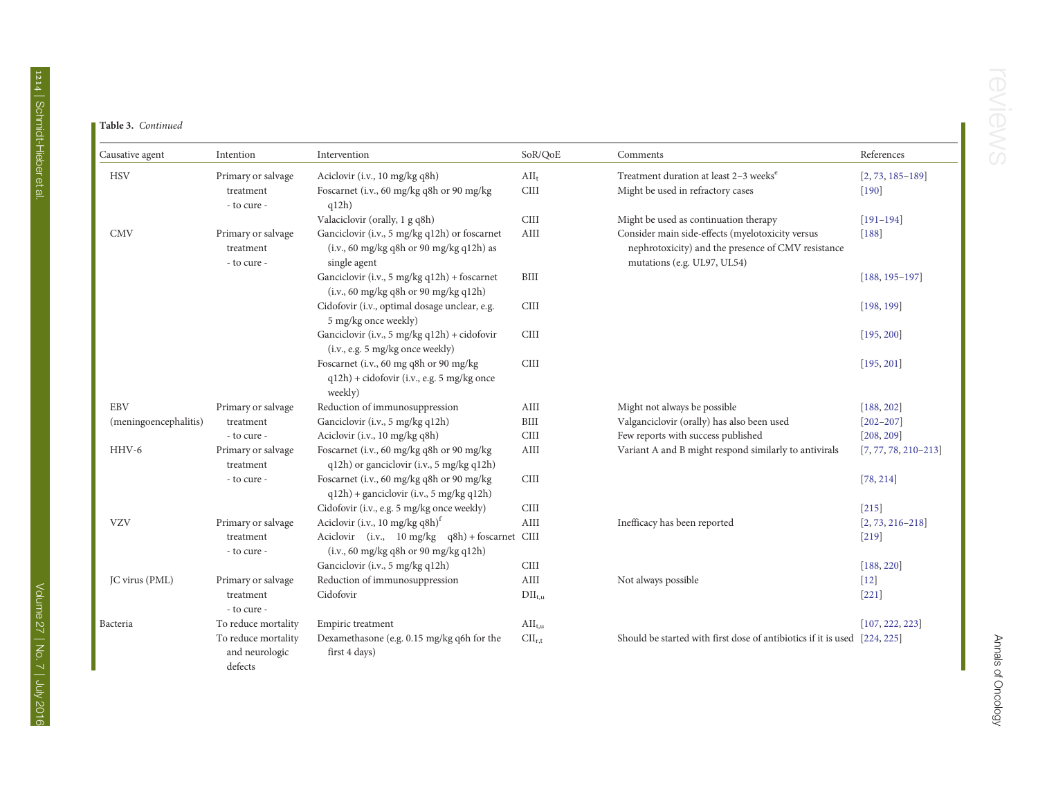**Table 3.** *Continued*

| Causative agent | Intention | Intervention | SoR/QoE | Comments | References |
|---|---|---|---|---|---|
| HSV | Primary or salvage treatment - to cure - | Aciclovir (i.v., 10 mg/kg q8h) | $AII_t$ | Treatment duration at least 2–3 weeks[e] | [2, 73, 185–189] |
| | | Foscarnet (i.v., 60 mg/kg q8h or 90 mg/kg q12h) | CIII | Might be used in refractory cases | [190] |
| | | Valaciclovir (orally, 1 g q8h) | CIII | Might be used as continuation therapy | [191–194] |
| CMV | Primary or salvage treatment - to cure - | Ganciclovir (i.v., 5 mg/kg q12h) or foscarnet (i.v., 60 mg/kg q8h or 90 mg/kg q12h) as single agent | AIII | Consider main side-effects (myelotoxicity versus nephrotoxicity) and the presence of CMV resistance mutations (e.g. UL97, UL54) | [188] |
| | | Ganciclovir (i.v., 5 mg/kg q12h) + foscarnet (i.v., 60 mg/kg q8h or 90 mg/kg q12h) | BIII | | [188, 195–197] |
| | | Cidofovir (i.v., optimal dosage unclear, e.g. 5 mg/kg once weekly) | CIII | | [198, 199] |
| | | Ganciclovir (i.v., 5 mg/kg q12h) + cidofovir (i.v., e.g. 5 mg/kg once weekly) | CIII | | [195, 200] |
| | | Foscarnet (i.v., 60 mg q8h or 90 mg/kg q12h) + cidofovir (i.v., e.g. 5 mg/kg once weekly) | CIII | | [195, 201] |
| EBV (meningoencephalitis) | Primary or salvage treatment - to cure - | Reduction of immunosuppression | AIII | Might not always be possible | [188, 202] |
| | | Ganciclovir (i.v., 5 mg/kg q12h) | BIII | Valganciclovir (orally) has also been used | [202–207] |
| | | Aciclovir (i.v., 10 mg/kg q8h) | CIII | Few reports with success published | [208, 209] |
| HHV-6 | Primary or salvage treatment - to cure - | Foscarnet (i.v., 60 mg/kg q8h or 90 mg/kg q12h) or ganciclovir (i.v., 5 mg/kg q12h) | AIII | Variant A and B might respond similarly to antivirals | [7, 77, 78, 210–213] |
| | | Foscarnet (i.v., 60 mg/kg q8h or 90 mg/kg q12h) + ganciclovir (i.v., 5 mg/kg q12h) | CIII | | [78, 214] |
| | | Cidofovir (i.v., e.g. 5 mg/kg once weekly) | CIII | | [215] |
| VZV | Primary or salvage treatment - to cure - | Aciclovir (i.v., 10 mg/kg q8h)[f] | AIII | Inefficacy has been reported | [2, 73, 216–218] |
| | | Aciclovir (i.v., 10 mg/kg q8h) + foscarnet (i.v., 60 mg/kg q8h or 90 mg/kg q12h) | CIII | | [219] |
| | | Ganciclovir (i.v., 5 mg/kg q12h) | CIII | | [188, 220] |
| JC virus (PML) | Primary or salvage treatment - to cure - | Reduction of immunosuppression | AIII | Not always possible | [12] |
| | | Cidofovir | $DII_{t,u}$ | | [221] |
| Bacteria | To reduce mortality | Empiric treatment | $AII_{t,u}$ | | [107, 222, 223] |
| | To reduce mortality and neurologic defects | Dexamethasone (e.g. 0.15 mg/kg q6h for the first 4 days) | $CII_{r,t}$ | Should be started with first dose of antibiotics if it is used | [224, 225] |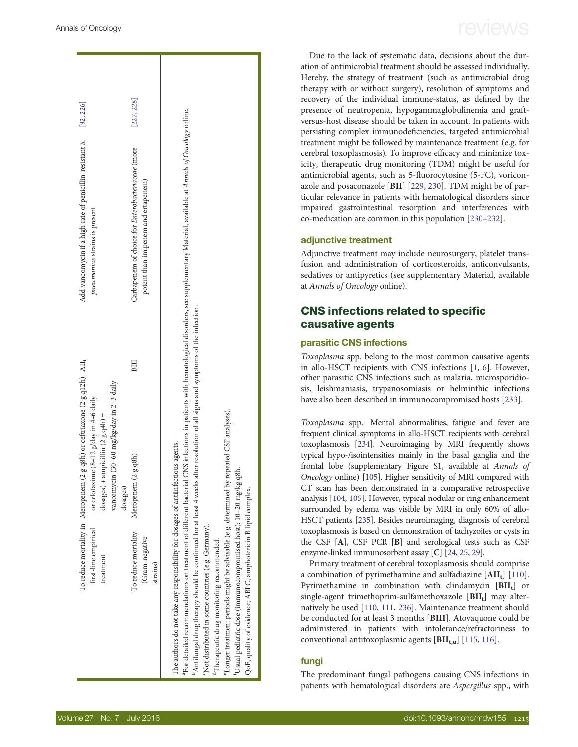| | | | | |
|---|---|---|---|---|
| To reduce mortality in first-line empirical treatment | Meropenem (2 g q8h) or ceftriaxone (2 g q12h) or cefotaxime (8–12 g/day in 4–6 daily dosages) + ampicillin (2 g q4h) ± vancomycin (30–60 mg/kg/day in 2–3 daily dosages) | $AII_t$ | Add vancomycin if a high rate of penicillin-resistant *S. pneumoniae* strains is present | [92, 226] |
| To reduce mortality (Gram-negative strains) | Meropenem (2 g q8h) | BIII | Carbapenem of choice for *Enterobacteriaceae* (more potent than imipenem and ertapenem) | [227, 228] |

The authors do not take any responsibility for dosages of antiinfectious agents.

[a]For detailed recommendations on treatment of different bacterial CNS infections in patients with hematological disorders, see supplementary Material, available at *Annals of Oncology* online.

[b]Antifungal drug therapy should be continued for at least 4 weeks after resolution of all signs and symptoms of the infection.

[c]Not distributed in some countries (e.g. Germany).

[d]Therapeutic drug monitoring recommended.

[e]Longer treatment periods might be advisable (e.g. determined by repeated CSF analyses).

[f]Usual pediatric dose (immunocompromised host): 10–20 mg/kg q8h.

QoE, quality of evidence; ABLC, amphotericin B lipid complex.

Due to the lack of systematic data, decisions about the duration of antimicrobial treatment should be assessed individually. Hereby, the strategy of treatment (such as antimicrobial drug therapy with or without surgery), resolution of symptoms and recovery of the individual immune-status, as defined by the presence of neutropenia, hypogammaglobulinemia and graft-versus-host disease should be taken in account. In patients with persisting complex immunodeficiencies, targeted antimicrobial treatment might be followed by maintenance treatment (e.g. for cerebral toxoplasmosis). To improve efficacy and minimize toxicity, therapeutic drug monitoring (TDM) might be useful for antimicrobial agents, such as 5-fluorocytosine (5-FC), voriconazole and posaconazole [**BII**] [229, 230]. TDM might be of particular relevance in patients with hematological disorders since impaired gastrointestinal resorption and interferences with co-medication are common in this population [230–232].

### adjunctive treatment

Adjunctive treatment may include neurosurgery, platelet transfusion and administration of corticosteroids, anticonvulsants, sedatives or antipyretics (see supplementary Material, available at *Annals of Oncology* online).

## CNS infections related to specific causative agents

### parasitic CNS infections

*Toxoplasma* spp. belong to the most common causative agents in allo-HSCT recipients with CNS infections [1, 6]. However, other parasitic CNS infections such as malaria, microsporidiosis, leishmaniasis, trypanosomiasis or helminthic infections have also been described in immunocompromised hosts [233].

*Toxoplasma* spp. Mental abnormalities, fatigue and fever are frequent clinical symptoms in allo-HSCT recipients with cerebral toxoplasmosis [234]. Neuroimaging by MRI frequently shows typical hypo-/isointensities mainly in the basal ganglia and the frontal lobe (supplementary Figure S1, available at *Annals of Oncology* online) [105]. Higher sensitivity of MRI compared with CT scan has been demonstrated in a comparative retrospective analysis [104, 105]. However, typical nodular or ring enhancement surrounded by edema was visible by MRI in only 60% of allo-HSCT patients [235]. Besides neuroimaging, diagnosis of cerebral toxoplasmosis is based on demonstration of tachyzoites or cysts in the CSF [**A**], CSF PCR [**B**] and serological tests such as CSF enzyme-linked immunosorbent assay [**C**] [24, 25, 29].

Primary treatment of cerebral toxoplasmosis should comprise a combination of pyrimethamine and sulfadiazine [$\mathbf{AII_t}$] [110]. Pyrimethamine in combination with clindamycin [$\mathbf{BII_t}$] or single-agent trimethoprim-sulfamethoxazole [$\mathbf{BII_t}$] may alternatively be used [110, 111, 236]. Maintenance treatment should be conducted for at least 3 months [**BIII**]. Atovaquone could be administered in patients with intolerance/refractoriness to conventional antitoxoplasmic agents [$\mathbf{BII_{t,u}}$] [115, 116].

### fungi

The predominant fungal pathogens causing CNS infections in patients with hematological disorders are *Aspergillus* spp., with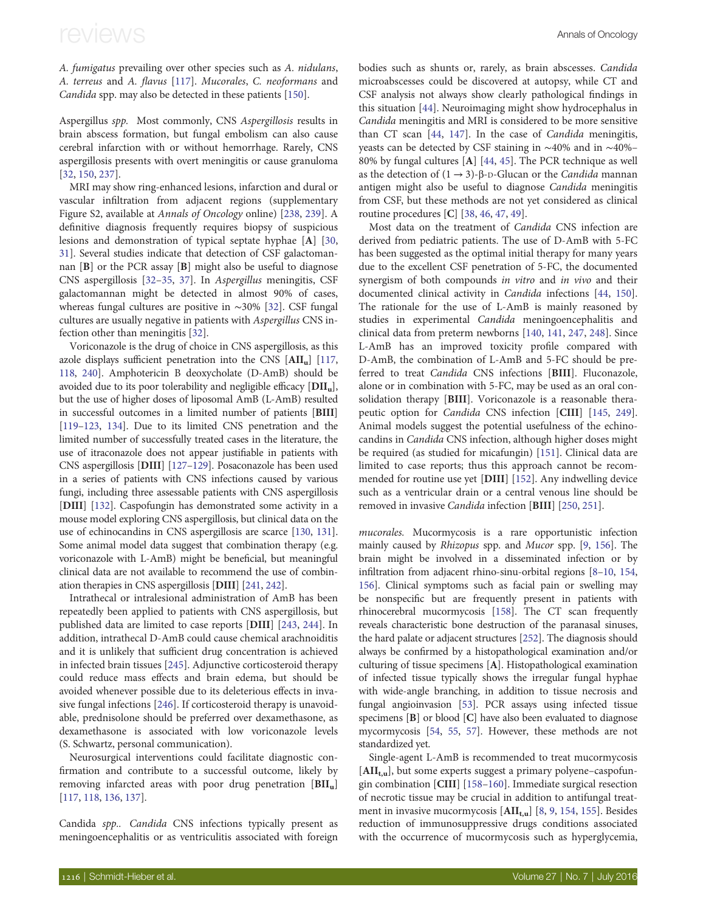*A. fumigatus* prevailing over other species such as *A. nidulans*, *A. terreus* and *A. flavus* [117]. *Mucorales*, *C. neoformans* and *Candida* spp. may also be detected in these patients [150].

*Aspergillus spp.* Most commonly, CNS *Aspergillosis* results in brain abscess formation, but fungal embolism can also cause cerebral infarction with or without hemorrhage. Rarely, CNS aspergillosis presents with overt meningitis or cause granuloma [32, 150, 237].

MRI may show ring-enhanced lesions, infarction and dural or vascular infiltration from adjacent regions (supplementary Figure S2, available at *Annals of Oncology* online) [238, 239]. A definitive diagnosis frequently requires biopsy of suspicious lesions and demonstration of typical septate hyphae [**A**] [30, 31]. Several studies indicate that detection of CSF galactomannan [**B**] or the PCR assay [**B**] might also be useful to diagnose CNS aspergillosis [32–35, 37]. In *Aspergillus* meningitis, CSF galactomannan might be detected in almost 90% of cases, whereas fungal cultures are positive in ∼30% [32]. CSF fungal cultures are usually negative in patients with *Aspergillus* CNS infection other than meningitis [32].

Voriconazole is the drug of choice in CNS aspergillosis, as this azole displays sufficient penetration into the CNS [**AII$_u$**] [117, 118, 240]. Amphotericin B deoxycholate (D-AmB) should be avoided due to its poor tolerability and negligible efficacy [**DII$_u$**], but the use of higher doses of liposomal AmB (L-AmB) resulted in successful outcomes in a limited number of patients [**BIII**] [119–123, 134]. Due to its limited CNS penetration and the limited number of successfully treated cases in the literature, the use of itraconazole does not appear justifiable in patients with CNS aspergillosis [**DIII**] [127–129]. Posaconazole has been used in a series of patients with CNS infections caused by various fungi, including three assessable patients with CNS aspergillosis [**DIII**] [132]. Caspofungin has demonstrated some activity in a mouse model exploring CNS aspergillosis, but clinical data on the use of echinocandins in CNS aspergillosis are scarce [130, 131]. Some animal model data suggest that combination therapy (e.g. voriconazole with L-AmB) might be beneficial, but meaningful clinical data are not available to recommend the use of combination therapies in CNS aspergillosis [**DIII**] [241, 242].

Intrathecal or intralesional administration of AmB has been repeatedly been applied to patients with CNS aspergillosis, but published data are limited to case reports [**DIII**] [243, 244]. In addition, intrathecal D-AmB could cause chemical arachnoiditis and it is unlikely that sufficient drug concentration is achieved in infected brain tissues [245]. Adjunctive corticosteroid therapy could reduce mass effects and brain edema, but should be avoided whenever possible due to its deleterious effects in invasive fungal infections [246]. If corticosteroid therapy is unavoidable, prednisolone should be preferred over dexamethasone, as dexamethasone is associated with low voriconazole levels (S. Schwartz, personal communication).

Neurosurgical interventions could facilitate diagnostic confirmation and contribute to a successful outcome, likely by removing infarcted areas with poor drug penetration [**BII$_u$**] [117, 118, 136, 137].

*Candida spp.. Candida* CNS infections typically present as meningoencephalitis or as ventriculitis associated with foreign bodies such as shunts or, rarely, as brain abscesses. *Candida* microabscesses could be discovered at autopsy, while CT and CSF analysis not always show clearly pathological findings in this situation [44]. Neuroimaging might show hydrocephalus in *Candida* meningitis and MRI is considered to be more sensitive than CT scan [44, 147]. In the case of *Candida* meningitis, yeasts can be detected by CSF staining in ∼40% and in ∼40%–80% by fungal cultures [**A**] [44, 45]. The PCR technique as well as the detection of (1 → 3)-β-D-Glucan or the *Candida* mannan antigen might also be useful to diagnose *Candida* meningitis from CSF, but these methods are not yet considered as clinical routine procedures [**C**] [38, 46, 47, 49].

Most data on the treatment of *Candida* CNS infection are derived from pediatric patients. The use of D-AmB with 5-FC has been suggested as the optimal initial therapy for many years due to the excellent CSF penetration of 5-FC, the documented synergism of both compounds *in vitro* and *in vivo* and their documented clinical activity in *Candida* infections [44, 150]. The rationale for the use of L-AmB is mainly reasoned by studies in experimental *Candida* meningoencephalitis and clinical data from preterm newborns [140, 141, 247, 248]. Since L-AmB has an improved toxicity profile compared with D-AmB, the combination of L-AmB and 5-FC should be preferred to treat *Candida* CNS infections [**BIII**]. Fluconazole, alone or in combination with 5-FC, may be used as an oral consolidation therapy [**BIII**]. Voriconazole is a reasonable therapeutic option for *Candida* CNS infection [**CIII**] [145, 249]. Animal models suggest the potential usefulness of the echinocandins in *Candida* CNS infection, although higher doses might be required (as studied for micafungin) [151]. Clinical data are limited to case reports; thus this approach cannot be recommended for routine use yet [**DIII**] [152]. Any indwelling device such as a ventricular drain or a central venous line should be removed in invasive *Candida* infection [**BIII**] [250, 251].

*mucorales.* Mucormycosis is a rare opportunistic infection mainly caused by *Rhizopus* spp. and *Mucor* spp. [9, 156]. The brain might be involved in a disseminated infection or by infiltration from adjacent rhino-sinu-orbital regions [8–10, 154, 156]. Clinical symptoms such as facial pain or swelling may be nonspecific but are frequently present in patients with rhinocerebral mucormycosis [158]. The CT scan frequently reveals characteristic bone destruction of the paranasal sinuses, the hard palate or adjacent structures [252]. The diagnosis should always be confirmed by a histopathological examination and/or culturing of tissue specimens [**A**]. Histopathological examination of infected tissue typically shows the irregular fungal hyphae with wide-angle branching, in addition to tissue necrosis and fungal angioinvasion [53]. PCR assays using infected tissue specimens [**B**] or blood [**C**] have also been evaluated to diagnose mycormycosis [54, 55, 57]. However, these methods are not standardized yet.

Single-agent L-AmB is recommended to treat mucormycosis [**AII$_{t,u}$**], but some experts suggest a primary polyene–caspofungin combination [**CIII**] [158–160]. Immediate surgical resection of necrotic tissue may be crucial in addition to antifungal treatment in invasive mucormycosis [**AII$_{t,u}$**] [8, 9, 154, 155]. Besides reduction of immunosuppressive drugs conditions associated with the occurrence of mucormycosis such as hyperglycemia,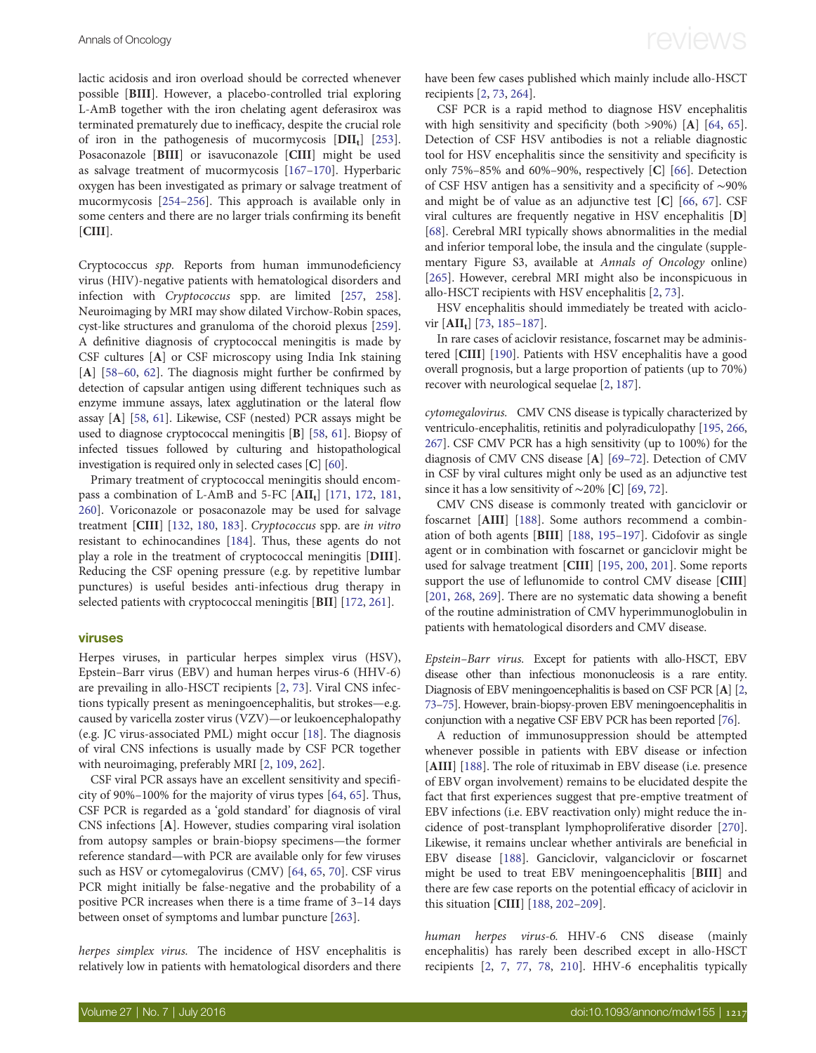lactic acidosis and iron overload should be corrected whenever possible [**BIII**]. However, a placebo-controlled trial exploring L-AmB together with the iron chelating agent deferasirox was terminated prematurely due to inefficacy, despite the crucial role of iron in the pathogenesis of mucormycosis [**DII$_t$**] [253]. Posaconazole [**BIII**] or isavuconazole [**CIII**] might be used as salvage treatment of mucormycosis [167–170]. Hyperbaric oxygen has been investigated as primary or salvage treatment of mucormycosis [254–256]. This approach is available only in some centers and there are no larger trials confirming its benefit [**CIII**].

*Cryptococcus spp.* Reports from human immunodeficiency virus (HIV)-negative patients with hematological disorders and infection with *Cryptococcus* spp. are limited [257, 258]. Neuroimaging by MRI may show dilated Virchow-Robin spaces, cyst-like structures and granuloma of the choroid plexus [259]. A definitive diagnosis of cryptococcal meningitis is made by CSF cultures [**A**] or CSF microscopy using India Ink staining [**A**] [58–60, 62]. The diagnosis might further be confirmed by detection of capsular antigen using different techniques such as enzyme immune assays, latex agglutination or the lateral flow assay [**A**] [58, 61]. Likewise, CSF (nested) PCR assays might be used to diagnose cryptococcal meningitis [**B**] [58, 61]. Biopsy of infected tissues followed by culturing and histopathological investigation is required only in selected cases [**C**] [60].

Primary treatment of cryptococcal meningitis should encompass a combination of L-AmB and 5-FC [**AII$_t$**] [171, 172, 181, 260]. Voriconazole or posaconazole may be used for salvage treatment [**CIII**] [132, 180, 183]. *Cryptococcus* spp. are *in vitro* resistant to echinocandines [184]. Thus, these agents do not play a role in the treatment of cryptococcal meningitis [**DIII**]. Reducing the CSF opening pressure (e.g. by repetitive lumbar punctures) is useful besides anti-infectious drug therapy in selected patients with cryptococcal meningitis [**BII**] [172, 261].

## viruses

Herpes viruses, in particular herpes simplex virus (HSV), Epstein–Barr virus (EBV) and human herpes virus-6 (HHV-6) are prevailing in allo-HSCT recipients [2, 73]. Viral CNS infections typically present as meningoencephalitis, but strokes—e.g. caused by varicella zoster virus (VZV)—or leukoencephalopathy (e.g. JC virus-associated PML) might occur [18]. The diagnosis of viral CNS infections is usually made by CSF PCR together with neuroimaging, preferably MRI [2, 109, 262].

CSF viral PCR assays have an excellent sensitivity and specificity of 90%–100% for the majority of virus types [64, 65]. Thus, CSF PCR is regarded as a 'gold standard' for diagnosis of viral CNS infections [**A**]. However, studies comparing viral isolation from autopsy samples or brain-biopsy specimens—the former reference standard—with PCR are available only for few viruses such as HSV or cytomegalovirus (CMV) [64, 65, 70]. CSF virus PCR might initially be false-negative and the probability of a positive PCR increases when there is a time frame of 3–14 days between onset of symptoms and lumbar puncture [263].

*herpes simplex virus.* The incidence of HSV encephalitis is relatively low in patients with hematological disorders and there have been few cases published which mainly include allo-HSCT recipients [2, 73, 264].

CSF PCR is a rapid method to diagnose HSV encephalitis with high sensitivity and specificity (both >90%) [**A**] [64, 65]. Detection of CSF HSV antibodies is not a reliable diagnostic tool for HSV encephalitis since the sensitivity and specificity is only 75%–85% and 60%–90%, respectively [**C**] [66]. Detection of CSF HSV antigen has a sensitivity and a specificity of ∼90% and might be of value as an adjunctive test [**C**] [66, 67]. CSF viral cultures are frequently negative in HSV encephalitis [**D**] [68]. Cerebral MRI typically shows abnormalities in the medial and inferior temporal lobe, the insula and the cingulate (supplementary Figure S3, available at *Annals of Oncology* online) [265]. However, cerebral MRI might also be inconspicuous in allo-HSCT recipients with HSV encephalitis [2, 73].

HSV encephalitis should immediately be treated with aciclovir [**AII$_t$**] [73, 185–187].

In rare cases of aciclovir resistance, foscarnet may be administered [**CIII**] [190]. Patients with HSV encephalitis have a good overall prognosis, but a large proportion of patients (up to 70%) recover with neurological sequelae [2, 187].

*cytomegalovirus.* CMV CNS disease is typically characterized by ventriculo-encephalitis, retinitis and polyradiculopathy [195, 266, 267]. CSF CMV PCR has a high sensitivity (up to 100%) for the diagnosis of CMV CNS disease [**A**] [69–72]. Detection of CMV in CSF by viral cultures might only be used as an adjunctive test since it has a low sensitivity of ∼20% [**C**] [69, 72].

CMV CNS disease is commonly treated with ganciclovir or foscarnet [**AIII**] [188]. Some authors recommend a combination of both agents [**BIII**] [188, 195–197]. Cidofovir as single agent or in combination with foscarnet or ganciclovir might be used for salvage treatment [**CIII**] [195, 200, 201]. Some reports support the use of leflunomide to control CMV disease [**CIII**] [201, 268, 269]. There are no systematic data showing a benefit of the routine administration of CMV hyperimmunoglobulin in patients with hematological disorders and CMV disease.

*Epstein–Barr virus.* Except for patients with allo-HSCT, EBV disease other than infectious mononucleosis is a rare entity. Diagnosis of EBV meningoencephalitis is based on CSF PCR [**A**] [2, 73–75]. However, brain-biopsy-proven EBV meningoencephalitis in conjunction with a negative CSF EBV PCR has been reported [76].

A reduction of immunosuppression should be attempted whenever possible in patients with EBV disease or infection [**AIII**] [188]. The role of rituximab in EBV disease (i.e. presence of EBV organ involvement) remains to be elucidated despite the fact that first experiences suggest that pre-emptive treatment of EBV infections (i.e. EBV reactivation only) might reduce the incidence of post-transplant lymphoproliferative disorder [270]. Likewise, it remains unclear whether antivirals are beneficial in EBV disease [188]. Ganciclovir, valganciclovir or foscarnet might be used to treat EBV meningoencephalitis [**BIII**] and there are few case reports on the potential efficacy of aciclovir in this situation [**CIII**] [188, 202–209].

*human herpes virus-6.* HHV-6 CNS disease (mainly encephalitis) has rarely been described except in allo-HSCT recipients [2, 7, 77, 78, 210]. HHV-6 encephalitis typically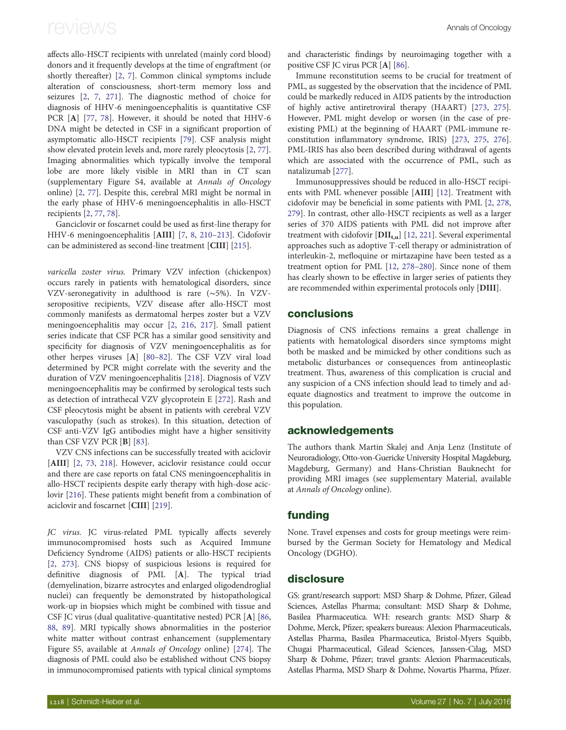affects allo-HSCT recipients with unrelated (mainly cord blood) donors and it frequently develops at the time of engraftment (or shortly thereafter) [2, 7]. Common clinical symptoms include alteration of consciousness, short-term memory loss and seizures [2, 7, 271]. The diagnostic method of choice for diagnosis of HHV-6 meningoencephalitis is quantitative CSF PCR [**A**] [77, 78]. However, it should be noted that HHV-6 DNA might be detected in CSF in a significant proportion of asymptomatic allo-HSCT recipients [79]. CSF analysis might show elevated protein levels and, more rarely pleocytosis [2, 77]. Imaging abnormalities which typically involve the temporal lobe are more likely visible in MRI than in CT scan (supplementary Figure S4, available at *Annals of Oncology* online) [2, 77]. Despite this, cerebral MRI might be normal in the early phase of HHV-6 meningoencephalitis in allo-HSCT recipients [2, 77, 78].

Ganciclovir or foscarnet could be used as first-line therapy for HHV-6 meningoencephalitis [**AIII**] [7, 8, 210–213]. Cidofovir can be administered as second-line treatment [**CIII**] [215].

*varicella zoster virus.* Primary VZV infection (chickenpox) occurs rarely in patients with hematological disorders, since VZV-seronegativity in adulthood is rare (∼5%). In VZV-seropositive recipients, VZV disease after allo-HSCT most commonly manifests as dermatomal herpes zoster but a VZV meningoencephalitis may occur [2, 216, 217]. Small patient series indicate that CSF PCR has a similar good sensitivity and specificity for diagnosis of VZV meningoencephalitis as for other herpes viruses [**A**] [80–82]. The CSF VZV viral load determined by PCR might correlate with the severity and the duration of VZV meningoencephalitis [218]. Diagnosis of VZV meningoencephalitis may be confirmed by serological tests such as detection of intrathecal VZV glycoprotein E [272]. Rash and CSF pleocytosis might be absent in patients with cerebral VZV vasculopathy (such as strokes). In this situation, detection of CSF anti-VZV IgG antibodies might have a higher sensitivity than CSF VZV PCR [**B**] [83].

VZV CNS infections can be successfully treated with aciclovir [**AIII**] [2, 73, 218]. However, aciclovir resistance could occur and there are case reports on fatal CNS meningoencephalitis in allo-HSCT recipients despite early therapy with high-dose aciclovir [216]. These patients might benefit from a combination of aciclovir and foscarnet [**CIII**] [219].

*JC virus.* JC virus-related PML typically affects severely immunocompromised hosts such as Acquired Immune Deficiency Syndrome (AIDS) patients or allo-HSCT recipients [2, 273]. CNS biopsy of suspicious lesions is required for definitive diagnosis of PML [**A**]. The typical triad (demyelination, bizarre astrocytes and enlarged oligodendroglial nuclei) can frequently be demonstrated by histopathological work-up in biopsies which might be combined with tissue and CSF JC virus (dual qualitative-quantitative nested) PCR [**A**] [86, 88, 89]. MRI typically shows abnormalities in the posterior white matter without contrast enhancement (supplementary Figure S5, available at *Annals of Oncology* online) [274]. The diagnosis of PML could also be established without CNS biopsy in immunocompromised patients with typical clinical symptoms and characteristic findings by neuroimaging together with a positive CSF JC virus PCR [**A**] [86].

Immune reconstitution seems to be crucial for treatment of PML, as suggested by the observation that the incidence of PML could be markedly reduced in AIDS patients by the introduction of highly active antiretroviral therapy (HAART) [273, 275]. However, PML might develop or worsen (in the case of pre-existing PML) at the beginning of HAART (PML-immune reconstitution inflammatory syndrome, IRIS) [273, 275, 276]. PML-IRIS has also been described during withdrawal of agents which are associated with the occurrence of PML, such as natalizumab [277].

Immunosuppressives should be reduced in allo-HSCT recipients with PML whenever possible [**AIII**] [12]. Treatment with cidofovir may be beneficial in some patients with PML [2, 278, 279]. In contrast, other allo-HSCT recipients as well as a larger series of 370 AIDS patients with PML did not improve after treatment with cidofovir [**DII$_{t,u}$**] [12, 221]. Several experimental approaches such as adoptive T-cell therapy or administration of interleukin-2, mefloquine or mirtazapine have been tested as a treatment option for PML [12, 278–280]. Since none of them has clearly shown to be effective in larger series of patients they are recommended within experimental protocols only [**DIII**].

## conclusions

Diagnosis of CNS infections remains a great challenge in patients with hematological disorders since symptoms might both be masked and be mimicked by other conditions such as metabolic disturbances or consequences from antineoplastic treatment. Thus, awareness of this complication is crucial and any suspicion of a CNS infection should lead to timely and adequate diagnostics and treatment to improve the outcome in this population.

## acknowledgements

The authors thank Martin Skalej and Anja Lenz (Institute of Neuroradiology, Otto-von-Guericke University Hospital Magdeburg, Magdeburg, Germany) and Hans-Christian Bauknecht for providing MRI images (see supplementary Material, available at *Annals of Oncology* online).

## funding

None. Travel expenses and costs for group meetings were reimbursed by the German Society for Hematology and Medical Oncology (DGHO).

## disclosure

GS: grant/research support: MSD Sharp & Dohme, Pfizer, Gilead Sciences, Astellas Pharma; consultant: MSD Sharp & Dohme, Basilea Pharmaceutica. WH: research grants: MSD Sharp & Dohme, Merck, Pfizer; speakers bureaus: Alexion Pharmaceuticals, Astellas Pharma, Basilea Pharmaceutica, Bristol-Myers Squibb, Chugai Pharmaceutical, Gilead Sciences, Janssen-Cilag, MSD Sharp & Dohme, Pfizer; travel grants: Alexion Pharmaceuticals, Astellas Pharma, MSD Sharp & Dohme, Novartis Pharma, Pfizer.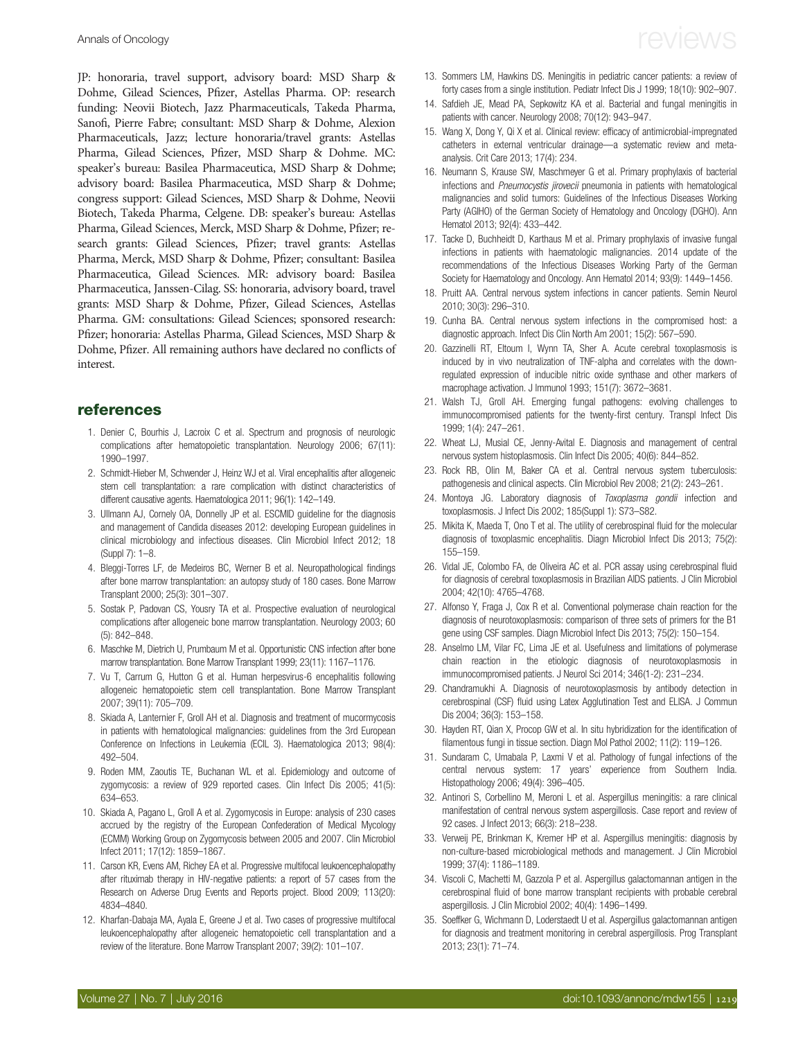JP: honoraria, travel support, advisory board: MSD Sharp & Dohme, Gilead Sciences, Pfizer, Astellas Pharma. OP: research funding: Neovii Biotech, Jazz Pharmaceuticals, Takeda Pharma, Sanofi, Pierre Fabre; consultant: MSD Sharp & Dohme, Alexion Pharmaceuticals, Jazz; lecture honoraria/travel grants: Astellas Pharma, Gilead Sciences, Pfizer, MSD Sharp & Dohme. MC: speaker's bureau: Basilea Pharmaceutica, MSD Sharp & Dohme; advisory board: Basilea Pharmaceutica, MSD Sharp & Dohme; congress support: Gilead Sciences, MSD Sharp & Dohme, Neovii Biotech, Takeda Pharma, Celgene. DB: speaker's bureau: Astellas Pharma, Gilead Sciences, Merck, MSD Sharp & Dohme, Pfizer; research grants: Gilead Sciences, Pfizer; travel grants: Astellas Pharma, Merck, MSD Sharp & Dohme, Pfizer; consultant: Basilea Pharmaceutica, Gilead Sciences. MR: advisory board: Basilea Pharmaceutica, Janssen-Cilag. SS: honoraria, advisory board, travel grants: MSD Sharp & Dohme, Pfizer, Gilead Sciences, Astellas Pharma. GM: consultations: Gilead Sciences; sponsored research: Pfizer; honoraria: Astellas Pharma, Gilead Sciences, MSD Sharp & Dohme, Pfizer. All remaining authors have declared no conflicts of interest.

## references

1. Denier C, Bourhis J, Lacroix C et al. Spectrum and prognosis of neurologic complications after hematopoietic transplantation. Neurology 2006; 67(11): 1990–1997.
2. Schmidt-Hieber M, Schwender J, Heinz WJ et al. Viral encephalitis after allogeneic stem cell transplantation: a rare complication with distinct characteristics of different causative agents. Haematologica 2011; 96(1): 142–149.
3. Ullmann AJ, Cornely OA, Donnelly JP et al. ESCMID guideline for the diagnosis and management of Candida diseases 2012: developing European guidelines in clinical microbiology and infectious diseases. Clin Microbiol Infect 2012; 18 (Suppl 7): 1–8.
4. Bleggi-Torres LF, de Medeiros BC, Werner B et al. Neuropathological findings after bone marrow transplantation: an autopsy study of 180 cases. Bone Marrow Transplant 2000; 25(3): 301–307.
5. Sostak P, Padovan CS, Yousry TA et al. Prospective evaluation of neurological complications after allogeneic bone marrow transplantation. Neurology 2003; 60 (5): 842–848.
6. Maschke M, Dietrich U, Prumbaum M et al. Opportunistic CNS infection after bone marrow transplantation. Bone Marrow Transplant 1999; 23(11): 1167–1176.
7. Vu T, Carrum G, Hutton G et al. Human herpesvirus-6 encephalitis following allogeneic hematopoietic stem cell transplantation. Bone Marrow Transplant 2007; 39(11): 705–709.
8. Skiada A, Lanternier F, Groll AH et al. Diagnosis and treatment of mucormycosis in patients with hematological malignancies: guidelines from the 3rd European Conference on Infections in Leukemia (ECIL 3). Haematologica 2013; 98(4): 492–504.
9. Roden MM, Zaoutis TE, Buchanan WL et al. Epidemiology and outcome of zygomycosis: a review of 929 reported cases. Clin Infect Dis 2005; 41(5): 634–653.
10. Skiada A, Pagano L, Groll A et al. Zygomycosis in Europe: analysis of 230 cases accrued by the registry of the European Confederation of Medical Mycology (ECMM) Working Group on Zygomycosis between 2005 and 2007. Clin Microbiol Infect 2011; 17(12): 1859–1867.
11. Carson KR, Evens AM, Richey EA et al. Progressive multifocal leukoencephalopathy after rituximab therapy in HIV-negative patients: a report of 57 cases from the Research on Adverse Drug Events and Reports project. Blood 2009; 113(20): 4834–4840.
12. Kharfan-Dabaja MA, Ayala E, Greene J et al. Two cases of progressive multifocal leukoencephalopathy after allogeneic hematopoietic cell transplantation and a review of the literature. Bone Marrow Transplant 2007; 39(2): 101–107.
13. Sommers LM, Hawkins DS. Meningitis in pediatric cancer patients: a review of forty cases from a single institution. Pediatr Infect Dis J 1999; 18(10): 902–907.
14. Safdieh JE, Mead PA, Sepkowitz KA et al. Bacterial and fungal meningitis in patients with cancer. Neurology 2008; 70(12): 943–947.
15. Wang X, Dong Y, Qi X et al. Clinical review: efficacy of antimicrobial-impregnated catheters in external ventricular drainage—a systematic review and meta-analysis. Crit Care 2013; 17(4): 234.
16. Neumann S, Krause SW, Maschmeyer G et al. Primary prophylaxis of bacterial infections and *Pneumocystis jirovecii* pneumonia in patients with hematological malignancies and solid tumors: Guidelines of the Infectious Diseases Working Party (AGIHO) of the German Society of Hematology and Oncology (DGHO). Ann Hematol 2013; 92(4): 433–442.
17. Tacke D, Buchheidt D, Karthaus M et al. Primary prophylaxis of invasive fungal infections in patients with haematologic malignancies. 2014 update of the recommendations of the Infectious Diseases Working Party of the German Society for Haematology and Oncology. Ann Hematol 2014; 93(9): 1449–1456.
18. Pruitt AA. Central nervous system infections in cancer patients. Semin Neurol 2010; 30(3): 296–310.
19. Cunha BA. Central nervous system infections in the compromised host: a diagnostic approach. Infect Dis Clin North Am 2001; 15(2): 567–590.
20. Gazzinelli RT, Eltoum I, Wynn TA, Sher A. Acute cerebral toxoplasmosis is induced by in vivo neutralization of TNF-alpha and correlates with the down-regulated expression of inducible nitric oxide synthase and other markers of macrophage activation. J Immunol 1993; 151(7): 3672–3681.
21. Walsh TJ, Groll AH. Emerging fungal pathogens: evolving challenges to immunocompromised patients for the twenty-first century. Transpl Infect Dis 1999; 1(4): 247–261.
22. Wheat LJ, Musial CE, Jenny-Avital E. Diagnosis and management of central nervous system histoplasmosis. Clin Infect Dis 2005; 40(6): 844–852.
23. Rock RB, Olin M, Baker CA et al. Central nervous system tuberculosis: pathogenesis and clinical aspects. Clin Microbiol Rev 2008; 21(2): 243–261.
24. Montoya JG. Laboratory diagnosis of *Toxoplasma gondii* infection and toxoplasmosis. J Infect Dis 2002; 185(Suppl 1): S73–S82.
25. Mikita K, Maeda T, Ono T et al. The utility of cerebrospinal fluid for the molecular diagnosis of toxoplasmic encephalitis. Diagn Microbiol Infect Dis 2013; 75(2): 155–159.
26. Vidal JE, Colombo FA, de Oliveira AC et al. PCR assay using cerebrospinal fluid for diagnosis of cerebral toxoplasmosis in Brazilian AIDS patients. J Clin Microbiol 2004; 42(10): 4765–4768.
27. Alfonso Y, Fraga J, Cox R et al. Conventional polymerase chain reaction for the diagnosis of neurotoxoplasmosis: comparison of three sets of primers for the B1 gene using CSF samples. Diagn Microbiol Infect Dis 2013; 75(2): 150–154.
28. Anselmo LM, Vilar FC, Lima JE et al. Usefulness and limitations of polymerase chain reaction in the etiologic diagnosis of neurotoxoplasmosis in immunocompromised patients. J Neurol Sci 2014; 346(1-2): 231–234.
29. Chandramukhi A. Diagnosis of neurotoxoplasmosis by antibody detection in cerebrospinal (CSF) fluid using Latex Agglutination Test and ELISA. J Commun Dis 2004; 36(3): 153–158.
30. Hayden RT, Qian X, Procop GW et al. In situ hybridization for the identification of filamentous fungi in tissue section. Diagn Mol Pathol 2002; 11(2): 119–126.
31. Sundaram C, Umabala P, Laxmi V et al. Pathology of fungal infections of the central nervous system: 17 years' experience from Southern India. Histopathology 2006; 49(4): 396–405.
32. Antinori S, Corbellino M, Meroni L et al. Aspergillus meningitis: a rare clinical manifestation of central nervous system aspergillosis. Case report and review of 92 cases. J Infect 2013; 66(3): 218–238.
33. Verweij PE, Brinkman K, Kremer HP et al. Aspergillus meningitis: diagnosis by non-culture-based microbiological methods and management. J Clin Microbiol 1999; 37(4): 1186–1189.
34. Viscoli C, Machetti M, Gazzola P et al. Aspergillus galactomannan antigen in the cerebrospinal fluid of bone marrow transplant recipients with probable cerebral aspergillosis. J Clin Microbiol 2002; 40(4): 1496–1499.
35. Soeffker G, Wichmann D, Loderstaedt U et al. Aspergillus galactomannan antigen for diagnosis and treatment monitoring in cerebral aspergillosis. Prog Transplant 2013; 23(1): 71–74.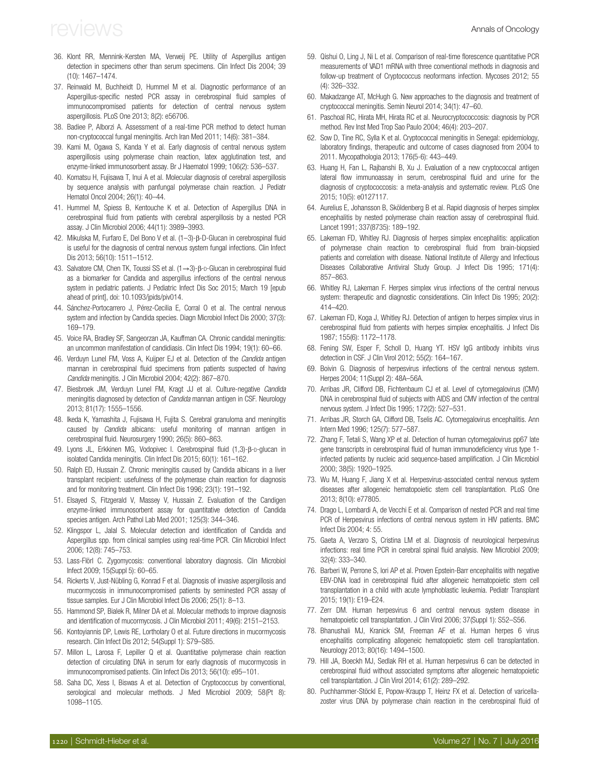36. Klont RR, Mennink-Kersten MA, Verweij PE. Utility of Aspergillus antigen detection in specimens other than serum specimens. Clin Infect Dis 2004; 39 (10): 1467–1474.
37. Reinwald M, Buchheidt D, Hummel M et al. Diagnostic performance of an Aspergillus-specific nested PCR assay in cerebrospinal fluid samples of immunocompromised patients for detection of central nervous system aspergillosis. PLoS One 2013; 8(2): e56706.
38. Badiee P, Alborzi A. Assessment of a real-time PCR method to detect human non-cryptococcal fungal meningitis. Arch Iran Med 2011; 14(6): 381–384.
39. Kami M, Ogawa S, Kanda Y et al. Early diagnosis of central nervous system aspergillosis using polymerase chain reaction, latex agglutination test, and enzyme-linked immunosorbent assay. Br J Haematol 1999; 106(2): 536–537.
40. Komatsu H, Fujisawa T, Inui A et al. Molecular diagnosis of cerebral aspergillosis by sequence analysis with panfungal polymerase chain reaction. J Pediatr Hematol Oncol 2004; 26(1): 40–44.
41. Hummel M, Spiess B, Kentouche K et al. Detection of Aspergillus DNA in cerebrospinal fluid from patients with cerebral aspergillosis by a nested PCR assay. J Clin Microbiol 2006; 44(11): 3989–3993.
42. Mikulska M, Furfaro E, Del Bono V et al. (1–3)-β-D-Glucan in cerebrospinal fluid is useful for the diagnosis of central nervous system fungal infections. Clin Infect Dis 2013; 56(10): 1511–1512.
43. Salvatore CM, Chen TK, Toussi SS et al. (1→3)-β-D-Glucan in cerebrospinal fluid as a biomarker for Candida and aspergillus infections of the central nervous system in pediatric patients. J Pediatric Infect Dis Soc 2015; March 19 [epub ahead of print], doi: 10.1093/jpids/piv014.
44. Sánchez-Portocarrero J, Pérez-Cecilia E, Corral O et al. The central nervous system and infection by Candida species. Diagn Microbiol Infect Dis 2000; 37(3): 169–179.
45. Voice RA, Bradley SF, Sangeorzan JA, Kauffman CA. Chronic candidal meningitis: an uncommon manifestation of candidiasis. Clin Infect Dis 1994; 19(1): 60–66.
46. Verduyn Lunel FM, Voss A, Kuijper EJ et al. Detection of the *Candida* antigen mannan in cerebrospinal fluid specimens from patients suspected of having *Candida* meningitis. J Clin Microbiol 2004; 42(2): 867–870.
47. Biesbroek JM, Verduyn Lunel FM, Kragt JJ et al. Culture-negative *Candida* meningitis diagnosed by detection of *Candida* mannan antigen in CSF. Neurology 2013; 81(17): 1555–1556.
48. Ikeda K, Yamashita J, Fujisawa H, Fujita S. Cerebral granuloma and meningitis caused by *Candida* albicans: useful monitoring of mannan antigen in cerebrospinal fluid. Neurosurgery 1990; 26(5): 860–863.
49. Lyons JL, Erkkinen MG, Vodopivec I. Cerebrospinal fluid (1,3)-β-D-glucan in isolated Candida meningitis. Clin Infect Dis 2015; 60(1): 161–162.
50. Ralph ED, Hussain Z. Chronic meningitis caused by Candida albicans in a liver transplant recipient: usefulness of the polymerase chain reaction for diagnosis and for monitoring treatment. Clin Infect Dis 1996; 23(1): 191–192.
51. Elsayed S, Fitzgerald V, Massey V, Hussain Z. Evaluation of the Candigen enzyme-linked immunosorbent assay for quantitative detection of Candida species antigen. Arch Pathol Lab Med 2001; 125(3): 344–346.
52. Klingspor L, Jalal S. Molecular detection and identification of Candida and Aspergillus spp. from clinical samples using real-time PCR. Clin Microbiol Infect 2006; 12(8): 745–753.
53. Lass-Flörl C. Zygomycosis: conventional laboratory diagnosis. Clin Microbiol Infect 2009; 15(Suppl 5): 60–65.
54. Rickerts V, Just-Nübling G, Konrad F et al. Diagnosis of invasive aspergillosis and mucormycosis in immunocompromised patients by seminested PCR assay of tissue samples. Eur J Clin Microbiol Infect Dis 2006; 25(1): 8–13.
55. Hammond SP, Bialek R, Milner DA et al. Molecular methods to improve diagnosis and identification of mucormycosis. J Clin Microbiol 2011; 49(6): 2151–2153.
56. Kontoyiannis DP, Lewis RE, Lortholary O et al. Future directions in mucormycosis research. Clin Infect Dis 2012; 54(Suppl 1): S79–S85.
57. Millon L, Larosa F, Lepiller Q et al. Quantitative polymerase chain reaction detection of circulating DNA in serum for early diagnosis of mucormycosis in immunocompromised patients. Clin Infect Dis 2013; 56(10): e95–101.
58. Saha DC, Xess I, Biswas A et al. Detection of Cryptococcus by conventional, serological and molecular methods. J Med Microbiol 2009; 58(Pt 8): 1098–1105.
59. Qishui O, Ling J, Ni L et al. Comparison of real-time florescence quantitative PCR measurements of VAD1 mRNA with three conventional methods in diagnosis and follow-up treatment of Cryptococcus neoformans infection. Mycoses 2012; 55 (4): 326–332.
60. Makadzange AT, McHugh G. New approaches to the diagnosis and treatment of cryptococcal meningitis. Semin Neurol 2014; 34(1): 47–60.
61. Paschoal RC, Hirata MH, Hirata RC et al. Neurocryptococcosis: diagnosis by PCR method. Rev Inst Med Trop Sao Paulo 2004; 46(4): 203–207.
62. Sow D, Tine RC, Sylla K et al. Cryptococcal meningitis in Senegal: epidemiology, laboratory findings, therapeutic and outcome of cases diagnosed from 2004 to 2011. Mycopathologia 2013; 176(5-6): 443–449.
63. Huang H, Fan L, Rajbanshi B, Xu J. Evaluation of a new cryptococcal antigen lateral flow immunoassay in serum, cerebrospinal fluid and urine for the diagnosis of cryptococcosis: a meta-analysis and systematic review. PLoS One 2015; 10(5): e0127117.
64. Aurelius E, Johansson B, Sköldenberg B et al. Rapid diagnosis of herpes simplex encephalitis by nested polymerase chain reaction assay of cerebrospinal fluid. Lancet 1991; 337(8735): 189–192.
65. Lakeman FD, Whitley RJ. Diagnosis of herpes simplex encephalitis: application of polymerase chain reaction to cerebrospinal fluid from brain-biopsied patients and correlation with disease. National Institute of Allergy and Infectious Diseases Collaborative Antiviral Study Group. J Infect Dis 1995; 171(4): 857–863.
66. Whitley RJ, Lakeman F. Herpes simplex virus infections of the central nervous system: therapeutic and diagnostic considerations. Clin Infect Dis 1995; 20(2): 414–420.
67. Lakeman FD, Koga J, Whitley RJ. Detection of antigen to herpes simplex virus in cerebrospinal fluid from patients with herpes simplex encephalitis. J Infect Dis 1987; 155(6): 1172–1178.
68. Fening SW, Esper F, Scholl D, Huang YT. HSV IgG antibody inhibits virus detection in CSF. J Clin Virol 2012; 55(2): 164–167.
69. Boivin G. Diagnosis of herpesvirus infections of the central nervous system. Herpes 2004; 11(Suppl 2): 48A–56A.
70. Arribas JR, Clifford DB, Fichtenbaum CJ et al. Level of cytomegalovirus (CMV) DNA in cerebrospinal fluid of subjects with AIDS and CMV infection of the central nervous system. J Infect Dis 1995; 172(2): 527–531.
71. Arribas JR, Storch GA, Clifford DB, Tselis AC. Cytomegalovirus encephalitis. Ann Intern Med 1996; 125(7): 577–587.
72. Zhang F, Tetali S, Wang XP et al. Detection of human cytomegalovirus pp67 late gene transcripts in cerebrospinal fluid of human immunodeficiency virus type 1-infected patients by nucleic acid sequence-based amplification. J Clin Microbiol 2000; 38(5): 1920–1925.
73. Wu M, Huang F, Jiang X et al. Herpesvirus-associated central nervous system diseases after allogeneic hematopoietic stem cell transplantation. PLoS One 2013; 8(10): e77805.
74. Drago L, Lombardi A, de Vecchi E et al. Comparison of nested PCR and real time PCR of Herpesvirus infections of central nervous system in HIV patients. BMC Infect Dis 2004; 4: 55.
75. Gaeta A, Verzaro S, Cristina LM et al. Diagnosis of neurological herpesvirus infections: real time PCR in cerebral spinal fluid analysis. New Microbiol 2009; 32(4): 333–340.
76. Barberi W, Perrone S, Iori AP et al. Proven Epstein-Barr encephalitis with negative EBV-DNA load in cerebrospinal fluid after allogeneic hematopoietic stem cell transplantation in a child with acute lymphoblastic leukemia. Pediatr Transplant 2015; 19(1): E19–E24.
77. Zerr DM. Human herpesvirus 6 and central nervous system disease in hematopoietic cell transplantation. J Clin Virol 2006; 37(Suppl 1): S52–S56.
78. Bhanushali MJ, Kranick SM, Freeman AF et al. Human herpes 6 virus encephalitis complicating allogeneic hematopoietic stem cell transplantation. Neurology 2013; 80(16): 1494–1500.
79. Hill JA, Boeckh MJ, Sedlak RH et al. Human herpesvirus 6 can be detected in cerebrospinal fluid without associated symptoms after allogeneic hematopoietic cell transplantation. J Clin Virol 2014; 61(2): 289–292.
80. Puchhammer-Stöckl E, Popow-Kraupp T, Heinz FX et al. Detection of varicella-zoster virus DNA by polymerase chain reaction in the cerebrospinal fluid of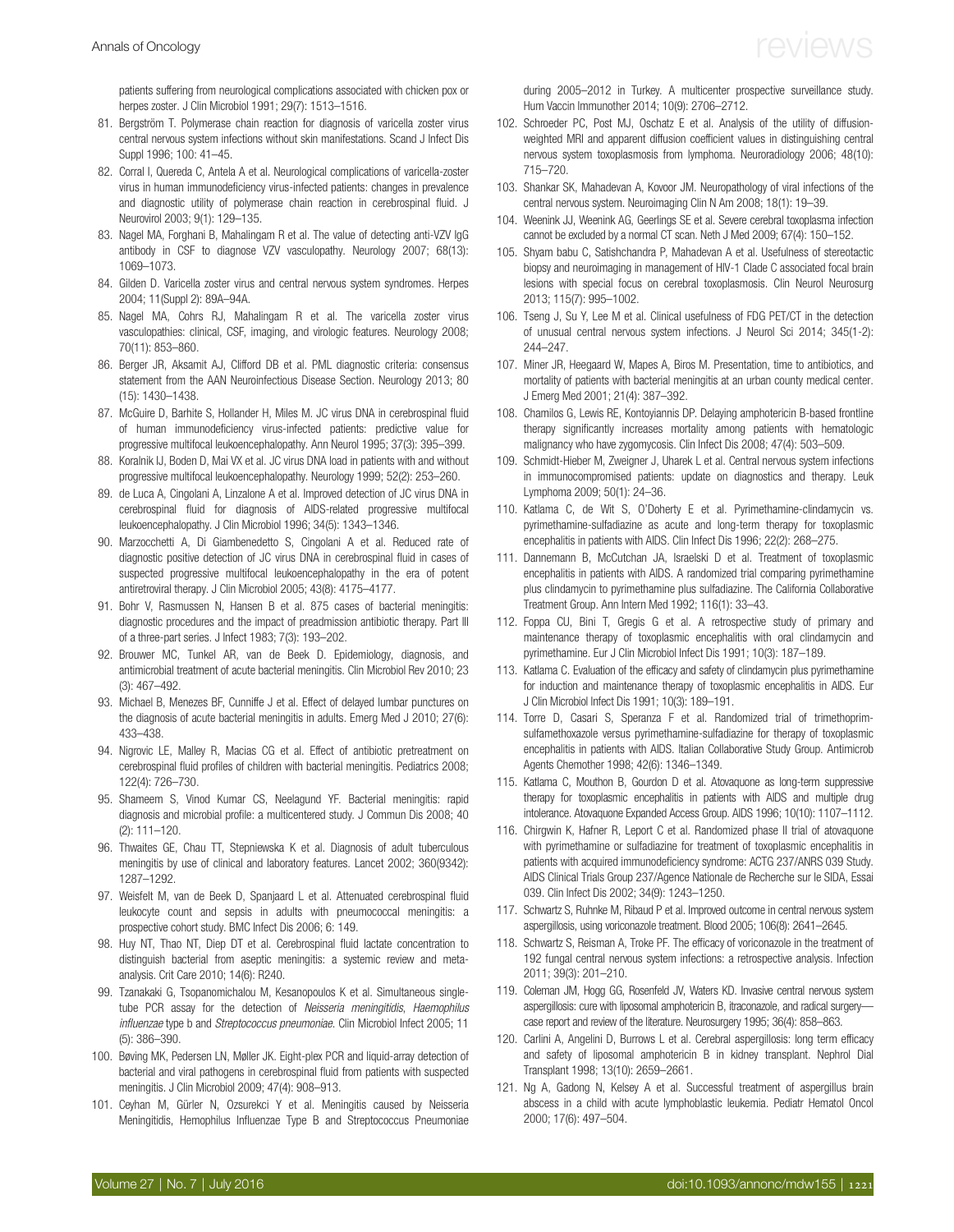patients suffering from neurological complications associated with chicken pox or herpes zoster. J Clin Microbiol 1991; 29(7): 1513–1516.

81. Bergström T. Polymerase chain reaction for diagnosis of varicella zoster virus central nervous system infections without skin manifestations. Scand J Infect Dis Suppl 1996; 100: 41–45.
82. Corral I, Quereda C, Antela A et al. Neurological complications of varicella-zoster virus in human immunodeficiency virus-infected patients: changes in prevalence and diagnostic utility of polymerase chain reaction in cerebrospinal fluid. J Neurovirol 2003; 9(1): 129–135.
83. Nagel MA, Forghani B, Mahalingam R et al. The value of detecting anti-VZV IgG antibody in CSF to diagnose VZV vasculopathy. Neurology 2007; 68(13): 1069–1073.
84. Gilden D. Varicella zoster virus and central nervous system syndromes. Herpes 2004; 11(Suppl 2): 89A–94A.
85. Nagel MA, Cohrs RJ, Mahalingam R et al. The varicella zoster virus vasculopathies: clinical, CSF, imaging, and virologic features. Neurology 2008; 70(11): 853–860.
86. Berger JR, Aksamit AJ, Clifford DB et al. PML diagnostic criteria: consensus statement from the AAN Neuroinfectious Disease Section. Neurology 2013; 80 (15): 1430–1438.
87. McGuire D, Barhite S, Hollander H, Miles M. JC virus DNA in cerebrospinal fluid of human immunodeficiency virus-infected patients: predictive value for progressive multifocal leukoencephalopathy. Ann Neurol 1995; 37(3): 395–399.
88. Koralnik IJ, Boden D, Mai VX et al. JC virus DNA load in patients with and without progressive multifocal leukoencephalopathy. Neurology 1999; 52(2): 253–260.
89. de Luca A, Cingolani A, Linzalone A et al. Improved detection of JC virus DNA in cerebrospinal fluid for diagnosis of AIDS-related progressive multifocal leukoencephalopathy. J Clin Microbiol 1996; 34(5): 1343–1346.
90. Marzocchetti A, Di Giambenedetto S, Cingolani A et al. Reduced rate of diagnostic positive detection of JC virus DNA in cerebrospinal fluid in cases of suspected progressive multifocal leukoencephalopathy in the era of potent antiretroviral therapy. J Clin Microbiol 2005; 43(8): 4175–4177.
91. Bohr V, Rasmussen N, Hansen B et al. 875 cases of bacterial meningitis: diagnostic procedures and the impact of preadmission antibiotic therapy. Part III of a three-part series. J Infect 1983; 7(3): 193–202.
92. Brouwer MC, Tunkel AR, van de Beek D. Epidemiology, diagnosis, and antimicrobial treatment of acute bacterial meningitis. Clin Microbiol Rev 2010; 23 (3): 467–492.
93. Michael B, Menezes BF, Cunniffe J et al. Effect of delayed lumbar punctures on the diagnosis of acute bacterial meningitis in adults. Emerg Med J 2010; 27(6): 433–438.
94. Nigrovic LE, Malley R, Macias CG et al. Effect of antibiotic pretreatment on cerebrospinal fluid profiles of children with bacterial meningitis. Pediatrics 2008; 122(4): 726–730.
95. Shameem S, Vinod Kumar CS, Neelagund YF. Bacterial meningitis: rapid diagnosis and microbial profile: a multicentered study. J Commun Dis 2008; 40 (2): 111–120.
96. Thwaites GE, Chau TT, Stepniewska K et al. Diagnosis of adult tuberculous meningitis by use of clinical and laboratory features. Lancet 2002; 360(9342): 1287–1292.
97. Weisfelt M, van de Beek D, Spanjaard L et al. Attenuated cerebrospinal fluid leukocyte count and sepsis in adults with pneumococcal meningitis: a prospective cohort study. BMC Infect Dis 2006; 6: 149.
98. Huy NT, Thao NT, Diep DT et al. Cerebrospinal fluid lactate concentration to distinguish bacterial from aseptic meningitis: a systemic review and meta-analysis. Crit Care 2010; 14(6): R240.
99. Tzanakaki G, Tsopanomichalou M, Kesanopoulos K et al. Simultaneous single-tube PCR assay for the detection of *Neisseria meningitidis*, *Haemophilus influenzae* type b and *Streptococcus pneumoniae*. Clin Microbiol Infect 2005; 11 (5): 386–390.
100. Bøving MK, Pedersen LN, Møller JK. Eight-plex PCR and liquid-array detection of bacterial and viral pathogens in cerebrospinal fluid from patients with suspected meningitis. J Clin Microbiol 2009; 47(4): 908–913.
101. Ceyhan M, Gürler N, Ozsurekci Y et al. Meningitis caused by Neisseria Meningitidis, Hemophilus Influenzae Type B and Streptococcus Pneumoniae during 2005–2012 in Turkey. A multicenter prospective surveillance study. Hum Vaccin Immunother 2014; 10(9): 2706–2712.
102. Schroeder PC, Post MJ, Oschatz E et al. Analysis of the utility of diffusion-weighted MRI and apparent diffusion coefficient values in distinguishing central nervous system toxoplasmosis from lymphoma. Neuroradiology 2006; 48(10): 715–720.
103. Shankar SK, Mahadevan A, Kovoor JM. Neuropathology of viral infections of the central nervous system. Neuroimaging Clin N Am 2008; 18(1): 19–39.
104. Weenink JJ, Weenink AG, Geerlings SE et al. Severe cerebral toxoplasma infection cannot be excluded by a normal CT scan. Neth J Med 2009; 67(4): 150–152.
105. Shyam babu C, Satishchandra P, Mahadevan A et al. Usefulness of stereotactic biopsy and neuroimaging in management of HIV-1 Clade C associated focal brain lesions with special focus on cerebral toxoplasmosis. Clin Neurol Neurosurg 2013; 115(7): 995–1002.
106. Tseng J, Su Y, Lee M et al. Clinical usefulness of FDG PET/CT in the detection of unusual central nervous system infections. J Neurol Sci 2014; 345(1-2): 244–247.
107. Miner JR, Heegaard W, Mapes A, Biros M. Presentation, time to antibiotics, and mortality of patients with bacterial meningitis at an urban county medical center. J Emerg Med 2001; 21(4): 387–392.
108. Chamilos G, Lewis RE, Kontoyiannis DP. Delaying amphotericin B-based frontline therapy significantly increases mortality among patients with hematologic malignancy who have zygomycosis. Clin Infect Dis 2008; 47(4): 503–509.
109. Schmidt-Hieber M, Zweigner J, Uharek L et al. Central nervous system infections in immunocompromised patients: update on diagnostics and therapy. Leuk Lymphoma 2009; 50(1): 24–36.
110. Katlama C, de Wit S, O'Doherty E et al. Pyrimethamine-clindamycin vs. pyrimethamine-sulfadiazine as acute and long-term therapy for toxoplasmic encephalitis in patients with AIDS. Clin Infect Dis 1996; 22(2): 268–275.
111. Dannemann B, McCutchan JA, Israelski D et al. Treatment of toxoplasmic encephalitis in patients with AIDS. A randomized trial comparing pyrimethamine plus clindamycin to pyrimethamine plus sulfadiazine. The California Collaborative Treatment Group. Ann Intern Med 1992; 116(1): 33–43.
112. Foppa CU, Bini T, Gregis G et al. A retrospective study of primary and maintenance therapy of toxoplasmic encephalitis with oral clindamycin and pyrimethamine. Eur J Clin Microbiol Infect Dis 1991; 10(3): 187–189.
113. Katlama C. Evaluation of the efficacy and safety of clindamycin plus pyrimethamine for induction and maintenance therapy of toxoplasmic encephalitis in AIDS. Eur J Clin Microbiol Infect Dis 1991; 10(3): 189–191.
114. Torre D, Casari S, Speranza F et al. Randomized trial of trimethoprim-sulfamethoxazole versus pyrimethamine-sulfadiazine for therapy of toxoplasmic encephalitis in patients with AIDS. Italian Collaborative Study Group. Antimicrob Agents Chemother 1998; 42(6): 1346–1349.
115. Katlama C, Mouthon B, Gourdon D et al. Atovaquone as long-term suppressive therapy for toxoplasmic encephalitis in patients with AIDS and multiple drug intolerance. Atovaquone Expanded Access Group. AIDS 1996; 10(10): 1107–1112.
116. Chirgwin K, Hafner R, Leport C et al. Randomized phase II trial of atovaquone with pyrimethamine or sulfadiazine for treatment of toxoplasmic encephalitis in patients with acquired immunodeficiency syndrome: ACTG 237/ANRS 039 Study. AIDS Clinical Trials Group 237/Agence Nationale de Recherche sur le SIDA, Essai 039. Clin Infect Dis 2002; 34(9): 1243–1250.
117. Schwartz S, Ruhnke M, Ribaud P et al. Improved outcome in central nervous system aspergillosis, using voriconazole treatment. Blood 2005; 106(8): 2641–2645.
118. Schwartz S, Reisman A, Troke PF. The efficacy of voriconazole in the treatment of 192 fungal central nervous system infections: a retrospective analysis. Infection 2011; 39(3): 201–210.
119. Coleman JM, Hogg GG, Rosenfeld JV, Waters KD. Invasive central nervous system aspergillosis: cure with liposomal amphotericin B, itraconazole, and radical surgery—case report and review of the literature. Neurosurgery 1995; 36(4): 858–863.
120. Carlini A, Angelini D, Burrows L et al. Cerebral aspergillosis: long term efficacy and safety of liposomal amphotericin B in kidney transplant. Nephrol Dial Transplant 1998; 13(10): 2659–2661.
121. Ng A, Gadong N, Kelsey A et al. Successful treatment of aspergillus brain abscess in a child with acute lymphoblastic leukemia. Pediatr Hematol Oncol 2000; 17(6): 497–504.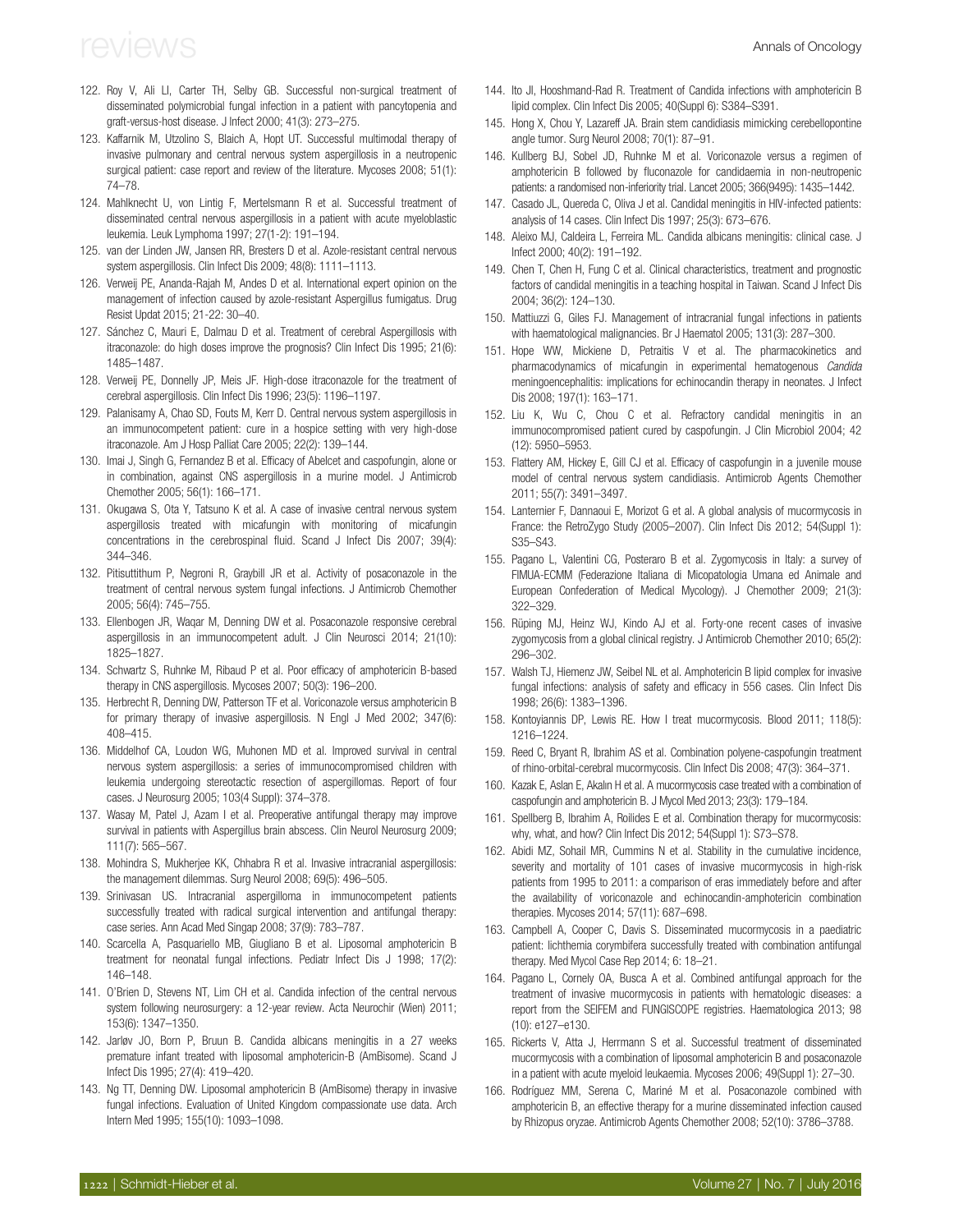122. Roy V, Ali LI, Carter TH, Selby GB. Successful non-surgical treatment of disseminated polymicrobial fungal infection in a patient with pancytopenia and graft-versus-host disease. J Infect 2000; 41(3): 273–275.
123. Kaffarnik M, Utzolino S, Blaich A, Hopt UT. Successful multimodal therapy of invasive pulmonary and central nervous system aspergillosis in a neutropenic surgical patient: case report and review of the literature. Mycoses 2008; 51(1): 74–78.
124. Mahlknecht U, von Lintig F, Mertelsmann R et al. Successful treatment of disseminated central nervous aspergillosis in a patient with acute myeloblastic leukemia. Leuk Lymphoma 1997; 27(1-2): 191–194.
125. van der Linden JW, Jansen RR, Bresters D et al. Azole-resistant central nervous system aspergillosis. Clin Infect Dis 2009; 48(8): 1111–1113.
126. Verweij PE, Ananda-Rajah M, Andes D et al. International expert opinion on the management of infection caused by azole-resistant Aspergillus fumigatus. Drug Resist Updat 2015; 21-22: 30–40.
127. Sánchez C, Mauri E, Dalmau D et al. Treatment of cerebral Aspergillosis with itraconazole: do high doses improve the prognosis? Clin Infect Dis 1995; 21(6): 1485–1487.
128. Verweij PE, Donnelly JP, Meis JF. High-dose itraconazole for the treatment of cerebral aspergillosis. Clin Infect Dis 1996; 23(5): 1196–1197.
129. Palanisamy A, Chao SD, Fouts M, Kerr D. Central nervous system aspergillosis in an immunocompetent patient: cure in a hospice setting with very high-dose itraconazole. Am J Hosp Palliat Care 2005; 22(2): 139–144.
130. Imai J, Singh G, Fernandez B et al. Efficacy of Abelcet and caspofungin, alone or in combination, against CNS aspergillosis in a murine model. J Antimicrob Chemother 2005; 56(1): 166–171.
131. Okugawa S, Ota Y, Tatsuno K et al. A case of invasive central nervous system aspergillosis treated with micafungin with monitoring of micafungin concentrations in the cerebrospinal fluid. Scand J Infect Dis 2007; 39(4): 344–346.
132. Pitisuttithum P, Negroni R, Graybill JR et al. Activity of posaconazole in the treatment of central nervous system fungal infections. J Antimicrob Chemother 2005; 56(4): 745–755.
133. Ellenbogen JR, Waqar M, Denning DW et al. Posaconazole responsive cerebral aspergillosis in an immunocompetent adult. J Clin Neurosci 2014; 21(10): 1825–1827.
134. Schwartz S, Ruhnke M, Ribaud P et al. Poor efficacy of amphotericin B-based therapy in CNS aspergillosis. Mycoses 2007; 50(3): 196–200.
135. Herbrecht R, Denning DW, Patterson TF et al. Voriconazole versus amphotericin B for primary therapy of invasive aspergillosis. N Engl J Med 2002; 347(6): 408–415.
136. Middelhof CA, Loudon WG, Muhonen MD et al. Improved survival in central nervous system aspergillosis: a series of immunocompromised children with leukemia undergoing stereotactic resection of aspergillomas. Report of four cases. J Neurosurg 2005; 103(4 Suppl): 374–378.
137. Wasay M, Patel J, Azam I et al. Preoperative antifungal therapy may improve survival in patients with Aspergillus brain abscess. Clin Neurol Neurosurg 2009; 111(7): 565–567.
138. Mohindra S, Mukherjee KK, Chhabra R et al. Invasive intracranial aspergillosis: the management dilemmas. Surg Neurol 2008; 69(5): 496–505.
139. Srinivasan US. Intracranial aspergilloma in immunocompetent patients successfully treated with radical surgical intervention and antifungal therapy: case series. Ann Acad Med Singap 2008; 37(9): 783–787.
140. Scarcella A, Pasquariello MB, Giugliano B et al. Liposomal amphotericin B treatment for neonatal fungal infections. Pediatr Infect Dis J 1998; 17(2): 146–148.
141. O'Brien D, Stevens NT, Lim CH et al. Candida infection of the central nervous system following neurosurgery: a 12-year review. Acta Neurochir (Wien) 2011; 153(6): 1347–1350.
142. Jarløv JO, Born P, Bruun B. Candida albicans meningitis in a 27 weeks premature infant treated with liposomal amphotericin-B (AmBisome). Scand J Infect Dis 1995; 27(4): 419–420.
143. Ng TT, Denning DW. Liposomal amphotericin B (AmBisome) therapy in invasive fungal infections. Evaluation of United Kingdom compassionate use data. Arch Intern Med 1995; 155(10): 1093–1098.
144. Ito JI, Hooshmand-Rad R. Treatment of Candida infections with amphotericin B lipid complex. Clin Infect Dis 2005; 40(Suppl 6): S384–S391.
145. Hong X, Chou Y, Lazareff JA. Brain stem candidiasis mimicking cerebellopontine angle tumor. Surg Neurol 2008; 70(1): 87–91.
146. Kullberg BJ, Sobel JD, Ruhnke M et al. Voriconazole versus a regimen of amphotericin B followed by fluconazole for candidaemia in non-neutropenic patients: a randomised non-inferiority trial. Lancet 2005; 366(9495): 1435–1442.
147. Casado JL, Quereda C, Oliva J et al. Candidal meningitis in HIV-infected patients: analysis of 14 cases. Clin Infect Dis 1997; 25(3): 673–676.
148. Aleixo MJ, Caldeira L, Ferreira ML. Candida albicans meningitis: clinical case. J Infect 2000; 40(2): 191–192.
149. Chen T, Chen H, Fung C et al. Clinical characteristics, treatment and prognostic factors of candidal meningitis in a teaching hospital in Taiwan. Scand J Infect Dis 2004; 36(2): 124–130.
150. Mattiuzzi G, Giles FJ. Management of intracranial fungal infections in patients with haematological malignancies. Br J Haematol 2005; 131(3): 287–300.
151. Hope WW, Mickiene D, Petraitis V et al. The pharmacokinetics and pharmacodynamics of micafungin in experimental hematogenous *Candida* meningoencephalitis: implications for echinocandin therapy in neonates. J Infect Dis 2008; 197(1): 163–171.
152. Liu K, Wu C, Chou C et al. Refractory candidal meningitis in an immunocompromised patient cured by caspofungin. J Clin Microbiol 2004; 42 (12): 5950–5953.
153. Flattery AM, Hickey E, Gill CJ et al. Efficacy of caspofungin in a juvenile mouse model of central nervous system candidiasis. Antimicrob Agents Chemother 2011; 55(7): 3491–3497.
154. Lanternier F, Dannaoui E, Morizot G et al. A global analysis of mucormycosis in France: the RetroZygo Study (2005–2007). Clin Infect Dis 2012; 54(Suppl 1): S35–S43.
155. Pagano L, Valentini CG, Posteraro B et al. Zygomycosis in Italy: a survey of FIMUA-ECMM (Federazione Italiana di Micopatologia Umana ed Animale and European Confederation of Medical Mycology). J Chemother 2009; 21(3): 322–329.
156. Rüping MJ, Heinz WJ, Kindo AJ et al. Forty-one recent cases of invasive zygomycosis from a global clinical registry. J Antimicrob Chemother 2010; 65(2): 296–302.
157. Walsh TJ, Hiemenz JW, Seibel NL et al. Amphotericin B lipid complex for invasive fungal infections: analysis of safety and efficacy in 556 cases. Clin Infect Dis 1998; 26(6): 1383–1396.
158. Kontoyiannis DP, Lewis RE. How I treat mucormycosis. Blood 2011; 118(5): 1216–1224.
159. Reed C, Bryant R, Ibrahim AS et al. Combination polyene-caspofungin treatment of rhino-orbital-cerebral mucormycosis. Clin Infect Dis 2008; 47(3): 364–371.
160. Kazak E, Aslan E, Akalın H et al. A mucormycosis case treated with a combination of caspofungin and amphotericin B. J Mycol Med 2013; 23(3): 179–184.
161. Spellberg B, Ibrahim A, Roilides E et al. Combination therapy for mucormycosis: why, what, and how? Clin Infect Dis 2012; 54(Suppl 1): S73–S78.
162. Abidi MZ, Sohail MR, Cummins N et al. Stability in the cumulative incidence, severity and mortality of 101 cases of invasive mucormycosis in high-risk patients from 1995 to 2011: a comparison of eras immediately before and after the availability of voriconazole and echinocandin-amphotericin combination therapies. Mycoses 2014; 57(11): 687–698.
163. Campbell A, Cooper C, Davis S. Disseminated mucormycosis in a paediatric patient: lichthemia corymbifera successfully treated with combination antifungal therapy. Med Mycol Case Rep 2014; 6: 18–21.
164. Pagano L, Cornely OA, Busca A et al. Combined antifungal approach for the treatment of invasive mucormycosis in patients with hematologic diseases: a report from the SEIFEM and FUNGISCOPE registries. Haematologica 2013; 98 (10): e127–e130.
165. Rickerts V, Atta J, Herrmann S et al. Successful treatment of disseminated mucormycosis with a combination of liposomal amphotericin B and posaconazole in a patient with acute myeloid leukaemia. Mycoses 2006; 49(Suppl 1): 27–30.
166. Rodríguez MM, Serena C, Mariné M et al. Posaconazole combined with amphotericin B, an effective therapy for a murine disseminated infection caused by Rhizopus oryzae. Antimicrob Agents Chemother 2008; 52(10): 3786–3788.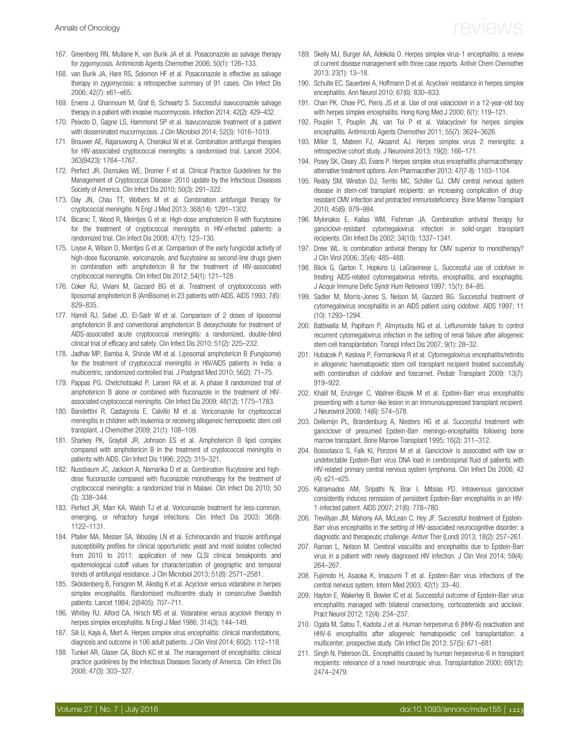167. Greenberg RN, Mullane K, van Burik JA et al. Posaconazole as salvage therapy for zygomycosis. Antimicrob Agents Chemother 2006; 50(1): 126–133.
168. van Burik JA, Hare RS, Solomon HF et al. Posaconazole is effective as salvage therapy in zygomycosis: a retrospective summary of 91 cases. Clin Infect Dis 2006; 42(7): e61–e65.
169. Ervens J, Ghannoum M, Graf B, Schwartz S. Successful isavuconazole salvage therapy in a patient with invasive mucormycosis. Infection 2014; 42(2): 429–432.
170. Peixoto D, Gagne LS, Hammond SP et al. Isavuconazole treatment of a patient with disseminated mucormycosis. J Clin Microbiol 2014; 52(3): 1016–1019.
171. Brouwer AE, Rajanuwong A, Chierakul W et al. Combination antifungal therapies for HIV-associated cryptococcal meningitis: a randomised trial. Lancet 2004; 363(9423): 1764–1767.
172. Perfect JR, Dismukes WE, Dromer F et al. Clinical Practice Guidelines for the Management of Cryptococcal Disease: 2010 update by the Infectious Diseases Society of America. Clin Infect Dis 2010; 50(3): 291–322.
173. Day JN, Chau TT, Wolbers M et al. Combination antifungal therapy for cryptococcal meningitis. N Engl J Med 2013; 368(14): 1291–1302.
174. Bicanic T, Wood R, Meintjes G et al. High-dose amphotericin B with flucytosine for the treatment of cryptococcal meningitis in HIV-infected patients: a randomized trial. Clin Infect Dis 2008; 47(1): 123–130.
175. Loyse A, Wilson D, Meintjes G et al. Comparison of the early fungicidal activity of high-dose fluconazole, voriconazole, and flucytosine as second-line drugs given in combination with amphotericin B for the treatment of HIV-associated cryptococcal meningitis. Clin Infect Dis 2012; 54(1): 121–128.
176. Coker RJ, Viviani M, Gazzard BG et al. Treatment of cryptococcosis with liposomal amphotericin B (AmBisome) in 23 patients with AIDS. AIDS 1993; 7(6): 829–835.
177. Hamill RJ, Sobel JD, El-Sadr W et al. Comparison of 2 doses of liposomal amphotericin B and conventional amphotericin B deoxycholate for treatment of AIDS-associated acute cryptococcal meningitis: a randomized, double-blind clinical trial of efficacy and safety. Clin Infect Dis 2010; 51(2): 225–232.
178. Jadhav MP, Bamba A, Shinde VM et al. Liposomal amphotericin B (Fungisome) for the treatment of cryptococcal meningitis in HIV/AIDS patients in India: a multicentric, randomized controlled trial. J Postgrad Med 2010; 56(2): 71–75.
179. Pappas PG, Chetchotisakd P, Larsen RA et al. A phase II randomized trial of amphotericin B alone or combined with fluconazole in the treatment of HIV-associated cryptococcal meningitis. Clin Infect Dis 2009; 48(12): 1775–1783.
180. Bandettini R, Castagnola E, Calvillo M et al. Voriconazole for cryptococcal meningitis in children with leukemia or receiving allogeneic hemopoietic stem cell transplant. J Chemother 2009; 21(1): 108–109.
181. Sharkey PK, Graybill JR, Johnson ES et al. Amphotericin B lipid complex compared with amphotericin B in the treatment of cryptococcal meningitis in patients with AIDS. Clin Infect Dis 1996; 22(2): 315–321.
182. Nussbaum JC, Jackson A, Namarika D et al. Combination flucytosine and high-dose fluconazole compared with fluconazole monotherapy for the treatment of cryptococcal meningitis: a randomized trial in Malawi. Clin Infect Dis 2010; 50 (3): 338–344.
183. Perfect JR, Marr KA, Walsh TJ et al. Voriconazole treatment for less-common, emerging, or refractory fungal infections. Clin Infect Dis 2003; 36(9): 1122–1131.
184. Pfaller MA, Messer SA, Woosley LN et al. Echinocandin and triazole antifungal susceptibility profiles for clinical opportunistic yeast and mold isolates collected from 2010 to 2011: application of new CLSI clinical breakpoints and epidemiological cutoff values for characterization of geographic and temporal trends of antifungal resistance. J Clin Microbiol 2013; 51(8): 2571–2581.
185. Sköldenberg B, Forsgren M, Alestig K et al. Acyclovir versus vidarabine in herpes simplex encephalitis. Randomised multicentre study in consecutive Swedish patients. Lancet 1984; 2(8405): 707–711.
186. Whitley RJ, Alford CA, Hirsch MS et al. Vidarabine versus acyclovir therapy in herpes simplex encephalitis. N Engl J Med 1986; 314(3): 144–149.
187. Sili U, Kaya A, Mert A. Herpes simplex virus encephalitis: clinical manifestations, diagnosis and outcome in 106 adult patients. J Clin Virol 2014; 60(2): 112–118.
188. Tunkel AR, Glaser CA, Bloch KC et al. The management of encephalitis: clinical practice guidelines by the Infectious Diseases Society of America. Clin Infect Dis 2008; 47(3): 303–327.
189. Skelly MJ, Burger AA, Adekola O. Herpes simplex virus-1 encephalitis: a review of current disease management with three case reports. Antivir Chem Chemother 2013; 23(1): 13–18.
190. Schulte EC, Sauerbrei A, Hoffmann D et al. Acyclovir resistance in herpes simplex encephalitis. Ann Neurol 2010; 67(6): 830–833.
191. Chan PK, Chow PC, Peiris JS et al. Use of oral valaciclovir in a 12-year-old boy with herpes simplex encephalitis. Hong Kong Med J 2000; 6(1): 119–121.
192. Pouplin T, Pouplin JN, van Toi P et al. Valacyclovir for herpes simplex encephalitis. Antimicrob Agents Chemother 2011; 55(7): 3624–3626.
193. Miller S, Mateen FJ, Aksamit AJ. Herpes simplex virus 2 meningitis: a retrospective cohort study. J Neurovirol 2013; 19(2): 166–171.
194. Posey SK, Cleary JD, Evans P. Herpes simplex virus encephalitis pharmacotherapy: alternative treatment options. Ann Pharmacother 2013; 47(7-8): 1103–1104.
195. Reddy SM, Winston DJ, Territo MC, Schiller GJ. CMV central nervous system disease in stem-cell transplant recipients: an increasing complication of drug-resistant CMV infection and protracted immunodeficiency. Bone Marrow Transplant 2010; 45(6): 979–984.
196. Mylonakis E, Kallas WM, Fishman JA. Combination antiviral therapy for ganciclovir-resistant cytomegalovirus infection in solid-organ transplant recipients. Clin Infect Dis 2002; 34(10): 1337–1341.
197. Drew WL. Is combination antiviral therapy for CMV superior to monotherapy? J Clin Virol 2006; 35(4): 485–488.
198. Blick G, Garton T, Hopkins U, LaGravinese L. Successful use of cidofovir in treating AIDS-related cytomegalovirus retinitis, encephalitis, and esophagitis. J Acquir Immune Defic Syndr Hum Retrovirol 1997; 15(1): 84–85.
199. Sadler M, Morris-Jones S, Nelson M, Gazzard BG. Successful treatment of cytomegalovirus encephalitis in an AIDS patient using cidofovir. AIDS 1997; 11 (10): 1293–1294.
200. Battiwalla M, Paplham P, Almyroudis NG et al. Leflunomide failure to control recurrent cytomegalovirus infection in the setting of renal failure after allogeneic stem cell transplantation. Transpl Infect Dis 2007; 9(1): 28–32.
201. Hubacek P, Keslova P, Formankova R et al. Cytomegalovirus encephalitis/retinitis in allogeneic haematopoietic stem cell transplant recipient treated successfully with combination of cidofovir and foscarnet. Pediatr Transplant 2009; 13(7): 919–922.
202. Khalil M, Enzinger C, Wallner-Blazek M et al. Epstein-Barr virus encephalitis presenting with a tumor-like lesion in an immunosuppressed transplant recipient. J Neurovirol 2008; 14(6): 574–578.
203. Dellemijn PL, Brandenburg A, Niesters HG et al. Successful treatment with ganciclovir of presumed Epstein-Barr meningo-encephalitis following bone marrow transplant. Bone Marrow Transplant 1995; 16(2): 311–312.
204. Bossolasco S, Falk KI, Ponzoni M et al. Ganciclovir is associated with low or undetectable Epstein-Barr virus DNA load in cerebrospinal fluid of patients with HIV-related primary central nervous system lymphoma. Clin Infect Dis 2006; 42 (4): e21–e25.
205. Katramados AM, Sripathi N, Brar I, Mitsias PD. Intravenous ganciclovir consistently induces remission of persistent Epstein-Barr encephalitis in an HIV-1-infected patient. AIDS 2007; 21(6): 778–780.
206. Trevillyan JM, Mahony AA, McLean C, Hoy JF. Successful treatment of Epstein-Barr virus encephalitis in the setting of HIV-associated neurocognitive disorder: a diagnostic and therapeutic challenge. Antivir Ther (Lond) 2013; 18(2): 257–261.
207. Raman L, Nelson M. Cerebral vasculitis and encephalitis due to Epstein-Barr virus in a patient with newly diagnosed HIV infection. J Clin Virol 2014; 59(4): 264–267.
208. Fujimoto H, Asaoka K, Imaizumi T et al. Epstein-Barr virus infections of the central nervous system. Intern Med 2003; 42(1): 33–40.
209. Hayton E, Wakerley B, Bowler IC et al. Successful outcome of Epstein-Barr virus encephalitis managed with bilateral craniectomy, corticosteroids and aciclovir. Pract Neurol 2012; 12(4): 234–237.
210. Ogata M, Satou T, Kadota J et al. Human herpesvirus 6 (HHV-6) reactivation and HHV-6 encephalitis after allogeneic hematopoietic cell transplantation: a multicenter, prospective study. Clin Infect Dis 2013; 57(5): 671–681.
211. Singh N, Paterson DL. Encephalitis caused by human herpesvirus-6 in transplant recipients: relevance of a novel neurotropic virus. Transplantation 2000; 69(12): 2474–2479.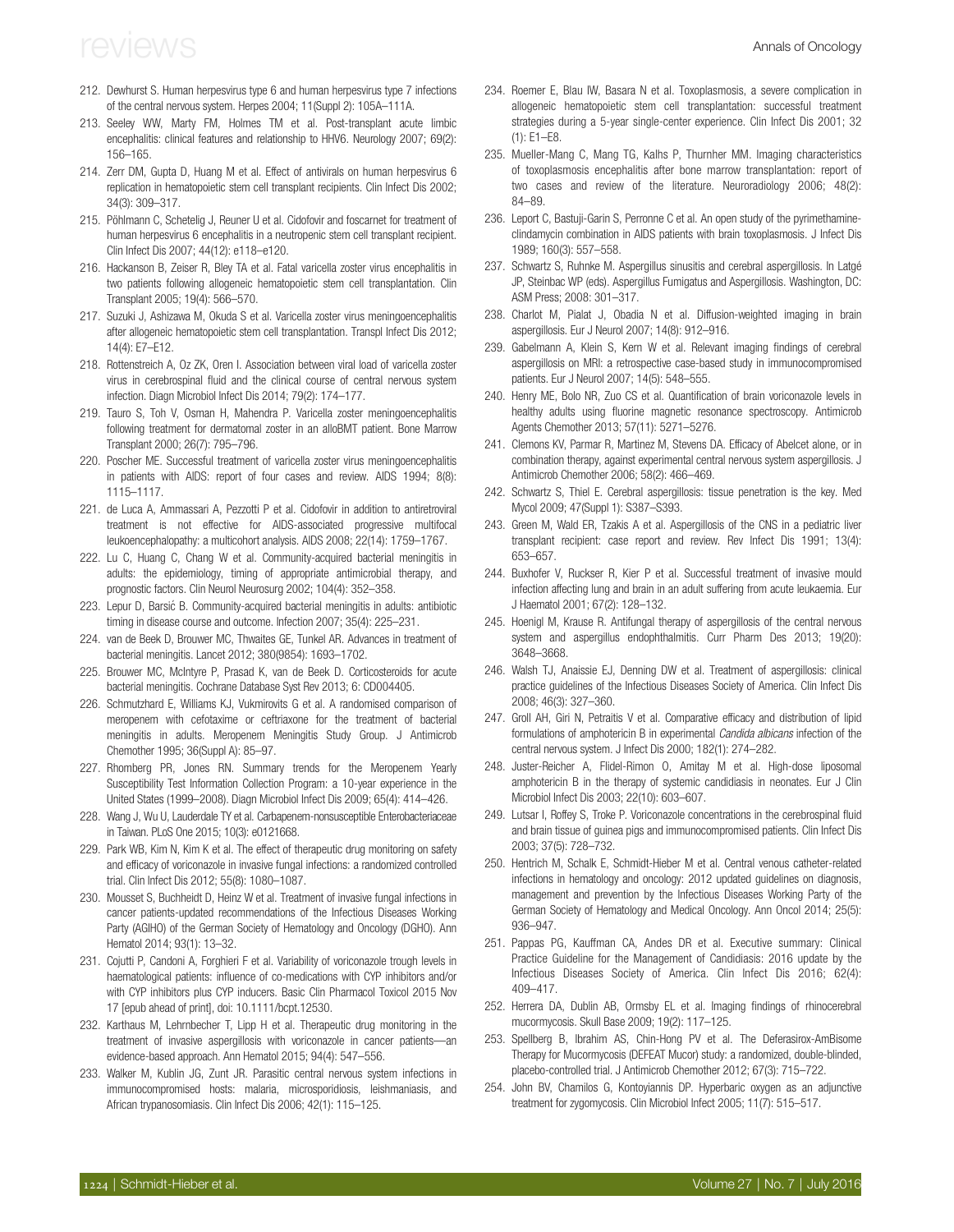212. Dewhurst S. Human herpesvirus type 6 and human herpesvirus type 7 infections of the central nervous system. Herpes 2004; 11(Suppl 2): 105A–111A.
213. Seeley WW, Marty FM, Holmes TM et al. Post-transplant acute limbic encephalitis: clinical features and relationship to HHV6. Neurology 2007; 69(2): 156–165.
214. Zerr DM, Gupta D, Huang M et al. Effect of antivirals on human herpesvirus 6 replication in hematopoietic stem cell transplant recipients. Clin Infect Dis 2002; 34(3): 309–317.
215. Pöhlmann C, Schetelig J, Reuner U et al. Cidofovir and foscarnet for treatment of human herpesvirus 6 encephalitis in a neutropenic stem cell transplant recipient. Clin Infect Dis 2007; 44(12): e118–e120.
216. Hackanson B, Zeiser R, Bley TA et al. Fatal varicella zoster virus encephalitis in two patients following allogeneic hematopoietic stem cell transplantation. Clin Transplant 2005; 19(4): 566–570.
217. Suzuki J, Ashizawa M, Okuda S et al. Varicella zoster virus meningoencephalitis after allogeneic hematopoietic stem cell transplantation. Transpl Infect Dis 2012; 14(4): E7–E12.
218. Rottenstreich A, Oz ZK, Oren I. Association between viral load of varicella zoster virus in cerebrospinal fluid and the clinical course of central nervous system infection. Diagn Microbiol Infect Dis 2014; 79(2): 174–177.
219. Tauro S, Toh V, Osman H, Mahendra P. Varicella zoster meningoencephalitis following treatment for dermatomal zoster in an alloBMT patient. Bone Marrow Transplant 2000; 26(7): 795–796.
220. Poscher ME. Successful treatment of varicella zoster virus meningoencephalitis in patients with AIDS: report of four cases and review. AIDS 1994; 8(8): 1115–1117.
221. de Luca A, Ammassari A, Pezzotti P et al. Cidofovir in addition to antiretroviral treatment is not effective for AIDS-associated progressive multifocal leukoencephalopathy: a multicohort analysis. AIDS 2008; 22(14): 1759–1767.
222. Lu C, Huang C, Chang W et al. Community-acquired bacterial meningitis in adults: the epidemiology, timing of appropriate antimicrobial therapy, and prognostic factors. Clin Neurol Neurosurg 2002; 104(4): 352–358.
223. Lepur D, Barsić B. Community-acquired bacterial meningitis in adults: antibiotic timing in disease course and outcome. Infection 2007; 35(4): 225–231.
224. van de Beek D, Brouwer MC, Thwaites GE, Tunkel AR. Advances in treatment of bacterial meningitis. Lancet 2012; 380(9854): 1693–1702.
225. Brouwer MC, McIntyre P, Prasad K, van de Beek D. Corticosteroids for acute bacterial meningitis. Cochrane Database Syst Rev 2013; 6: CD004405.
226. Schmutzhard E, Williams KJ, Vukmirovits G et al. A randomised comparison of meropenem with cefotaxime or ceftriaxone for the treatment of bacterial meningitis in adults. Meropenem Meningitis Study Group. J Antimicrob Chemother 1995; 36(Suppl A): 85–97.
227. Rhomberg PR, Jones RN. Summary trends for the Meropenem Yearly Susceptibility Test Information Collection Program: a 10-year experience in the United States (1999–2008). Diagn Microbiol Infect Dis 2009; 65(4): 414–426.
228. Wang J, Wu U, Lauderdale TY et al. Carbapenem-nonsusceptible Enterobacteriaceae in Taiwan. PLoS One 2015; 10(3): e0121668.
229. Park WB, Kim N, Kim K et al. The effect of therapeutic drug monitoring on safety and efficacy of voriconazole in invasive fungal infections: a randomized controlled trial. Clin Infect Dis 2012; 55(8): 1080–1087.
230. Mousset S, Buchheidt D, Heinz W et al. Treatment of invasive fungal infections in cancer patients-updated recommendations of the Infectious Diseases Working Party (AGIHO) of the German Society of Hematology and Oncology (DGHO). Ann Hematol 2014; 93(1): 13–32.
231. Cojutti P, Candoni A, Forghieri F et al. Variability of voriconazole trough levels in haematological patients: influence of co-medications with CYP inhibitors and/or with CYP inhibitors plus CYP inducers. Basic Clin Pharmacol Toxicol 2015 Nov 17 [epub ahead of print], doi: 10.1111/bcpt.12530.
232. Karthaus M, Lehrnbecher T, Lipp H et al. Therapeutic drug monitoring in the treatment of invasive aspergillosis with voriconazole in cancer patients—an evidence-based approach. Ann Hematol 2015; 94(4): 547–556.
233. Walker M, Kublin JG, Zunt JR. Parasitic central nervous system infections in immunocompromised hosts: malaria, microsporidiosis, leishmaniasis, and African trypanosomiasis. Clin Infect Dis 2006; 42(1): 115–125.
234. Roemer E, Blau IW, Basara N et al. Toxoplasmosis, a severe complication in allogeneic hematopoietic stem cell transplantation: successful treatment strategies during a 5-year single-center experience. Clin Infect Dis 2001; 32 (1): E1–E8.
235. Mueller-Mang C, Mang TG, Kalhs P, Thurnher MM. Imaging characteristics of toxoplasmosis encephalitis after bone marrow transplantation: report of two cases and review of the literature. Neuroradiology 2006; 48(2): 84–89.
236. Leport C, Bastuji-Garin S, Perronne C et al. An open study of the pyrimethamine-clindamycin combination in AIDS patients with brain toxoplasmosis. J Infect Dis 1989; 160(3): 557–558.
237. Schwartz S, Ruhnke M. Aspergillus sinusitis and cerebral aspergillosis. In Latgé JP, Steinbac WP (eds). Aspergillus Fumigatus and Aspergillosis. Washington, DC: ASM Press; 2008: 301–317.
238. Charlot M, Pialat J, Obadia N et al. Diffusion-weighted imaging in brain aspergillosis. Eur J Neurol 2007; 14(8): 912–916.
239. Gabelmann A, Klein S, Kern W et al. Relevant imaging findings of cerebral aspergillosis on MRI: a retrospective case-based study in immunocompromised patients. Eur J Neurol 2007; 14(5): 548–555.
240. Henry ME, Bolo NR, Zuo CS et al. Quantification of brain voriconazole levels in healthy adults using fluorine magnetic resonance spectroscopy. Antimicrob Agents Chemother 2013; 57(11): 5271–5276.
241. Clemons KV, Parmar R, Martinez M, Stevens DA. Efficacy of Abelcet alone, or in combination therapy, against experimental central nervous system aspergillosis. J Antimicrob Chemother 2006; 58(2): 466–469.
242. Schwartz S, Thiel E. Cerebral aspergillosis: tissue penetration is the key. Med Mycol 2009; 47(Suppl 1): S387–S393.
243. Green M, Wald ER, Tzakis A et al. Aspergillosis of the CNS in a pediatric liver transplant recipient: case report and review. Rev Infect Dis 1991; 13(4): 653–657.
244. Buxhofer V, Ruckser R, Kier P et al. Successful treatment of invasive mould infection affecting lung and brain in an adult suffering from acute leukaemia. Eur J Haematol 2001; 67(2): 128–132.
245. Hoenigl M, Krause R. Antifungal therapy of aspergillosis of the central nervous system and aspergillus endophthalmitis. Curr Pharm Des 2013; 19(20): 3648–3668.
246. Walsh TJ, Anaissie EJ, Denning DW et al. Treatment of aspergillosis: clinical practice guidelines of the Infectious Diseases Society of America. Clin Infect Dis 2008; 46(3): 327–360.
247. Groll AH, Giri N, Petraitis V et al. Comparative efficacy and distribution of lipid formulations of amphotericin B in experimental *Candida albicans* infection of the central nervous system. J Infect Dis 2000; 182(1): 274–282.
248. Juster-Reicher A, Flidel-Rimon O, Amitay M et al. High-dose liposomal amphotericin B in the therapy of systemic candidiasis in neonates. Eur J Clin Microbiol Infect Dis 2003; 22(10): 603–607.
249. Lutsar I, Roffey S, Troke P. Voriconazole concentrations in the cerebrospinal fluid and brain tissue of guinea pigs and immunocompromised patients. Clin Infect Dis 2003; 37(5): 728–732.
250. Hentrich M, Schalk E, Schmidt-Hieber M et al. Central venous catheter-related infections in hematology and oncology: 2012 updated guidelines on diagnosis, management and prevention by the Infectious Diseases Working Party of the German Society of Hematology and Medical Oncology. Ann Oncol 2014; 25(5): 936–947.
251. Pappas PG, Kauffman CA, Andes DR et al. Executive summary: Clinical Practice Guideline for the Management of Candidiasis: 2016 update by the Infectious Diseases Society of America. Clin Infect Dis 2016; 62(4): 409–417.
252. Herrera DA, Dublin AB, Ormsby EL et al. Imaging findings of rhinocerebral mucormycosis. Skull Base 2009; 19(2): 117–125.
253. Spellberg B, Ibrahim AS, Chin-Hong PV et al. The Deferasirox-AmBisome Therapy for Mucormycosis (DEFEAT Mucor) study: a randomized, double-blinded, placebo-controlled trial. J Antimicrob Chemother 2012; 67(3): 715–722.
254. John BV, Chamilos G, Kontoyiannis DP. Hyperbaric oxygen as an adjunctive treatment for zygomycosis. Clin Microbiol Infect 2005; 11(7): 515–517.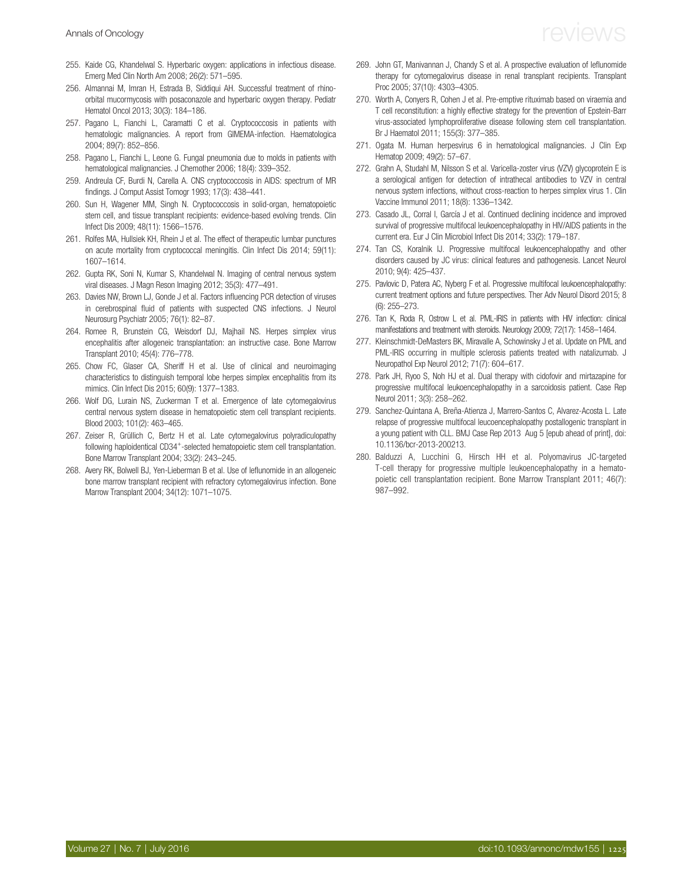255. Kaide CG, Khandelwal S. Hyperbaric oxygen: applications in infectious disease. Emerg Med Clin North Am 2008; 26(2): 571–595.
256. Almannai M, Imran H, Estrada B, Siddiqui AH. Successful treatment of rhino-orbital mucormycosis with posaconazole and hyperbaric oxygen therapy. Pediatr Hematol Oncol 2013; 30(3): 184–186.
257. Pagano L, Fianchi L, Caramatti C et al. Cryptococcosis in patients with hematologic malignancies. A report from GIMEMA-infection. Haematologica 2004; 89(7): 852–856.
258. Pagano L, Fianchi L, Leone G. Fungal pneumonia due to molds in patients with hematological malignancies. J Chemother 2006; 18(4): 339–352.
259. Andreula CF, Burdi N, Carella A. CNS cryptococcosis in AIDS: spectrum of MR findings. J Comput Assist Tomogr 1993; 17(3): 438–441.
260. Sun H, Wagener MM, Singh N. Cryptococcosis in solid-organ, hematopoietic stem cell, and tissue transplant recipients: evidence-based evolving trends. Clin Infect Dis 2009; 48(11): 1566–1576.
261. Rolfes MA, Hullsiek KH, Rhein J et al. The effect of therapeutic lumbar punctures on acute mortality from cryptococcal meningitis. Clin Infect Dis 2014; 59(11): 1607–1614.
262. Gupta RK, Soni N, Kumar S, Khandelwal N. Imaging of central nervous system viral diseases. J Magn Reson Imaging 2012; 35(3): 477–491.
263. Davies NW, Brown LJ, Gonde J et al. Factors influencing PCR detection of viruses in cerebrospinal fluid of patients with suspected CNS infections. J Neurol Neurosurg Psychiatr 2005; 76(1): 82–87.
264. Romee R, Brunstein CG, Weisdorf DJ, Majhail NS. Herpes simplex virus encephalitis after allogeneic transplantation: an instructive case. Bone Marrow Transplant 2010; 45(4): 776–778.
265. Chow FC, Glaser CA, Sheriff H et al. Use of clinical and neuroimaging characteristics to distinguish temporal lobe herpes simplex encephalitis from its mimics. Clin Infect Dis 2015; 60(9): 1377–1383.
266. Wolf DG, Lurain NS, Zuckerman T et al. Emergence of late cytomegalovirus central nervous system disease in hematopoietic stem cell transplant recipients. Blood 2003; 101(2): 463–465.
267. Zeiser R, Grüllich C, Bertz H et al. Late cytomegalovirus polyradiculopathy following haploidentical CD34$^{+}$-selected hematopoietic stem cell transplantation. Bone Marrow Transplant 2004; 33(2): 243–245.
268. Avery RK, Bolwell BJ, Yen-Lieberman B et al. Use of leflunomide in an allogeneic bone marrow transplant recipient with refractory cytomegalovirus infection. Bone Marrow Transplant 2004; 34(12): 1071–1075.
269. John GT, Manivannan J, Chandy S et al. A prospective evaluation of leflunomide therapy for cytomegalovirus disease in renal transplant recipients. Transplant Proc 2005; 37(10): 4303–4305.
270. Worth A, Conyers R, Cohen J et al. Pre-emptive rituximab based on viraemia and T cell reconstitution: a highly effective strategy for the prevention of Epstein-Barr virus-associated lymphoproliferative disease following stem cell transplantation. Br J Haematol 2011; 155(3): 377–385.
271. Ogata M. Human herpesvirus 6 in hematological malignancies. J Clin Exp Hematop 2009; 49(2): 57–67.
272. Grahn A, Studahl M, Nilsson S et al. Varicella-zoster virus (VZV) glycoprotein E is a serological antigen for detection of intrathecal antibodies to VZV in central nervous system infections, without cross-reaction to herpes simplex virus 1. Clin Vaccine Immunol 2011; 18(8): 1336–1342.
273. Casado JL, Corral I, García J et al. Continued declining incidence and improved survival of progressive multifocal leukoencephalopathy in HIV/AIDS patients in the current era. Eur J Clin Microbiol Infect Dis 2014; 33(2): 179–187.
274. Tan CS, Koralnik IJ. Progressive multifocal leukoencephalopathy and other disorders caused by JC virus: clinical features and pathogenesis. Lancet Neurol 2010; 9(4): 425–437.
275. Pavlovic D, Patera AC, Nyberg F et al. Progressive multifocal leukoencephalopathy: current treatment options and future perspectives. Ther Adv Neurol Disord 2015; 8 (6): 255–273.
276. Tan K, Roda R, Ostrow L et al. PML-IRIS in patients with HIV infection: clinical manifestations and treatment with steroids. Neurology 2009; 72(17): 1458–1464.
277. Kleinschmidt-DeMasters BK, Miravalle A, Schowinsky J et al. Update on PML and PML-IRIS occurring in multiple sclerosis patients treated with natalizumab. J Neuropathol Exp Neurol 2012; 71(7): 604–617.
278. Park JH, Ryoo S, Noh HJ et al. Dual therapy with cidofovir and mirtazapine for progressive multifocal leukoencephalopathy in a sarcoidosis patient. Case Rep Neurol 2011; 3(3): 258–262.
279. Sanchez-Quintana A, Breña-Atienza J, Marrero-Santos C, Alvarez-Acosta L. Late relapse of progressive multifocal leucoencephalopathy postallogenic transplant in a young patient with CLL. BMJ Case Rep 2013 Aug 5 [epub ahead of print], doi: 10.1136/bcr-2013-200213.
280. Balduzzi A, Lucchini G, Hirsch HH et al. Polyomavirus JC-targeted T-cell therapy for progressive multiple leukoencephalopathy in a hematopoietic cell transplantation recipient. Bone Marrow Transplant 2011; 46(7): 987–992.